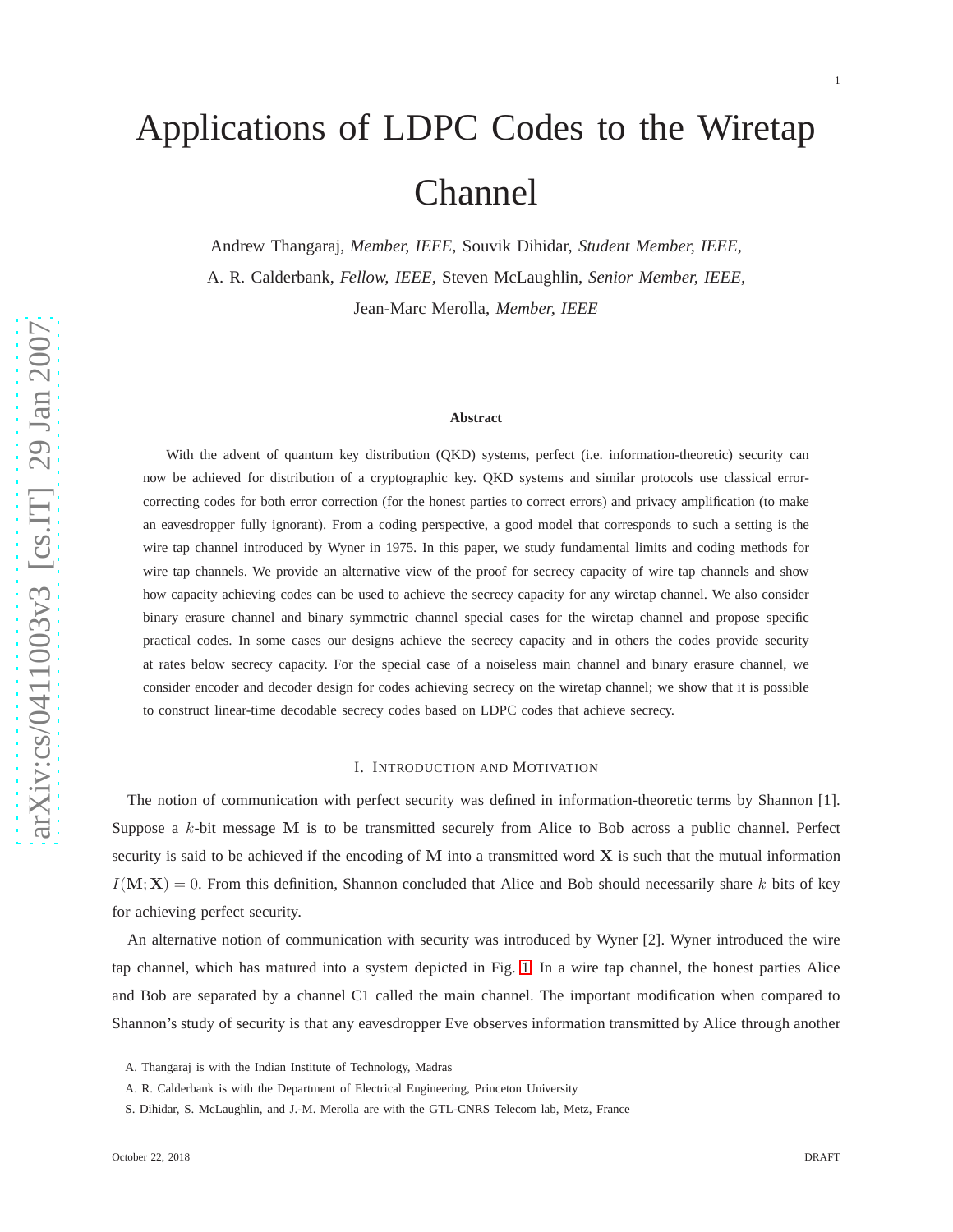# Applications of LDPC Codes to the Wiretap Channel

Andrew Thangaraj, *Member, IEEE,* Souvik Dihidar, *Student Member, IEEE,*
A. R. Calderbank, *Fellow, IEEE,* Steven McLaughlin, *Senior Member, IEEE,*
Jean-Marc Merolla, *Member, IEEE*

**Abstract**

With the advent of quantum key distribution (QKD) systems, perfect (i.e. information-theoretic) security can now be achieved for distribution of a cryptographic key. QKD systems and similar protocols use classical error-correcting codes for both error correction (for the honest parties to correct errors) and privacy amplification (to make an eavesdropper fully ignorant). From a coding perspective, a good model that corresponds to such a setting is the wire tap channel introduced by Wyner in 1975. In this paper, we study fundamental limits and coding methods for wire tap channels. We provide an alternative view of the proof for secrecy capacity of wire tap channels and show how capacity achieving codes can be used to achieve the secrecy capacity for any wiretap channel. We also consider binary erasure channel and binary symmetric channel special cases for the wiretap channel and propose specific practical codes. In some cases our designs achieve the secrecy capacity and in others the codes provide security at rates below secrecy capacity. For the special case of a noiseless main channel and binary erasure channel, we consider encoder and decoder design for codes achieving secrecy on the wiretap channel; we show that it is possible to construct linear-time decodable secrecy codes based on LDPC codes that achieve secrecy.

## I. Introduction and Motivation

The notion of communication with perfect security was defined in information-theoretic terms by Shannon [1]. Suppose a $k$-bit message $\mathbf{M}$ is to be transmitted securely from Alice to Bob across a public channel. Perfect security is said to be achieved if the encoding of $\mathbf{M}$ into a transmitted word $\mathbf{X}$ is such that the mutual information $I(\mathbf{M};\mathbf{X}) = 0$. From this definition, Shannon concluded that Alice and Bob should necessarily share $k$ bits of key for achieving perfect security.

An alternative notion of communication with security was introduced by Wyner [2]. Wyner introduced the wire tap channel, which has matured into a system depicted in Fig. 1. In a wire tap channel, the honest parties Alice and Bob are separated by a channel C1 called the main channel. The important modification when compared to Shannon's study of security is that any eavesdropper Eve observes information transmitted by Alice through another

A. Thangaraj is with the Indian Institute of Technology, Madras

A. R. Calderbank is with the Department of Electrical Engineering, Princeton University

S. Dihidar, S. McLaughlin, and J.-M. Merolla are with the GTL-CNRS Telecom lab, Metz, France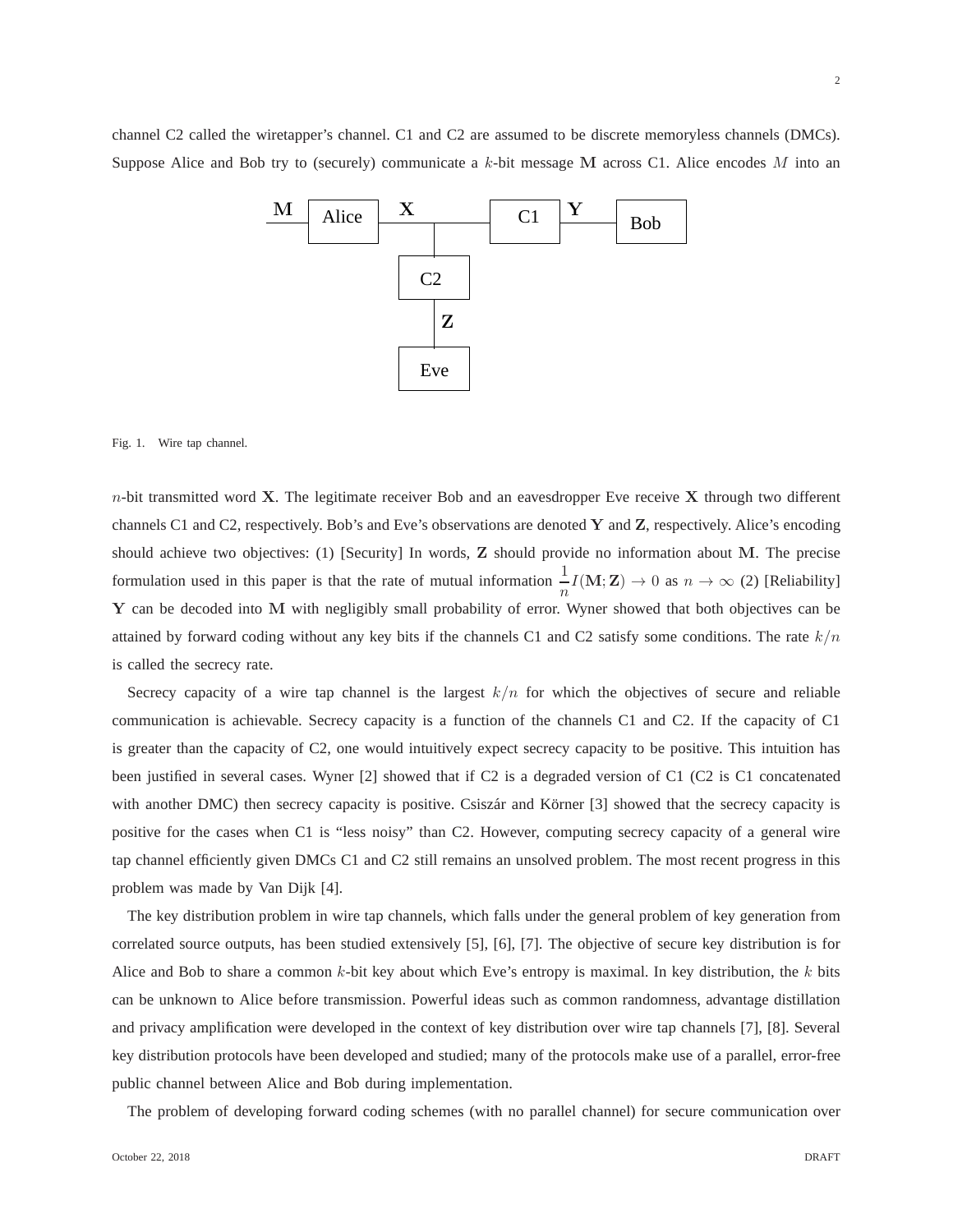channel C2 called the wiretapper's channel. C1 and C2 are assumed to be discrete memoryless channels (DMCs). Suppose Alice and Bob try to (securely) communicate a $k$-bit message $\mathbf{M}$ across C1. Alice encodes $M$ into an

M

Alice

X

C1

Y

Bob

C2

Z

Eve

Fig. 1. Wire tap channel.

$n$-bit transmitted word $\mathbf{X}$. The legitimate receiver Bob and an eavesdropper Eve receive $\mathbf{X}$ through two different channels C1 and C2, respectively. Bob's and Eve's observations are denoted $\mathbf{Y}$ and $\mathbf{Z}$, respectively. Alice's encoding should achieve two objectives: (1) [Security] In words, $\mathbf{Z}$ should provide no information about $\mathbf{M}$. The precise formulation used in this paper is that the rate of mutual information $\frac{1}{n}I(\mathbf{M};\mathbf{Z}) \to 0$ as $n \to \infty$ (2) [Reliability] $\mathbf{Y}$ can be decoded into $\mathbf{M}$ with negligibly small probability of error. Wyner showed that both objectives can be attained by forward coding without any key bits if the channels C1 and C2 satisfy some conditions. The rate $k/n$ is called the secrecy rate.

Secrecy capacity of a wire tap channel is the largest $k/n$ for which the objectives of secure and reliable communication is achievable. Secrecy capacity is a function of the channels C1 and C2. If the capacity of C1 is greater than the capacity of C2, one would intuitively expect secrecy capacity to be positive. This intuition has been justified in several cases. Wyner [2] showed that if C2 is a degraded version of C1 (C2 is C1 concatenated with another DMC) then secrecy capacity is positive. Csiszár and Körner [3] showed that the secrecy capacity is positive for the cases when C1 is "less noisy" than C2. However, computing secrecy capacity of a general wire tap channel efficiently given DMCs C1 and C2 still remains an unsolved problem. The most recent progress in this problem was made by Van Dijk [4].

The key distribution problem in wire tap channels, which falls under the general problem of key generation from correlated source outputs, has been studied extensively [5], [6], [7]. The objective of secure key distribution is for Alice and Bob to share a common $k$-bit key about which Eve's entropy is maximal. In key distribution, the $k$ bits can be unknown to Alice before transmission. Powerful ideas such as common randomness, advantage distillation and privacy amplification were developed in the context of key distribution over wire tap channels [7], [8]. Several key distribution protocols have been developed and studied; many of the protocols make use of a parallel, error-free public channel between Alice and Bob during implementation.

The problem of developing forward coding schemes (with no parallel channel) for secure communication over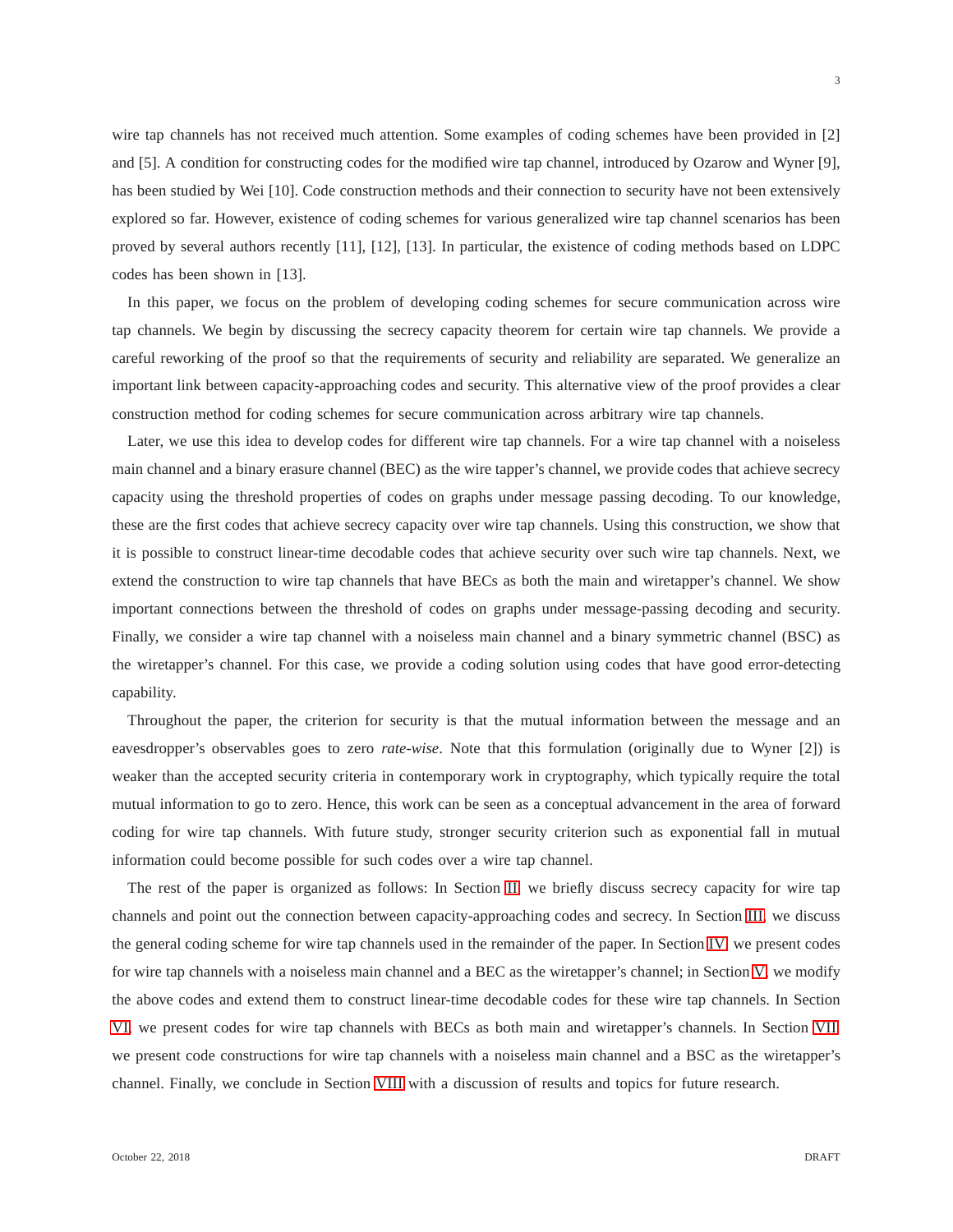wire tap channels has not received much attention. Some examples of coding schemes have been provided in [2] and [5]. A condition for constructing codes for the modified wire tap channel, introduced by Ozarow and Wyner [9], has been studied by Wei [10]. Code construction methods and their connection to security have not been extensively explored so far. However, existence of coding schemes for various generalized wire tap channel scenarios has been proved by several authors recently [11], [12], [13]. In particular, the existence of coding methods based on LDPC codes has been shown in [13].

In this paper, we focus on the problem of developing coding schemes for secure communication across wire tap channels. We begin by discussing the secrecy capacity theorem for certain wire tap channels. We provide a careful reworking of the proof so that the requirements of security and reliability are separated. We generalize an important link between capacity-approaching codes and security. This alternative view of the proof provides a clear construction method for coding schemes for secure communication across arbitrary wire tap channels.

Later, we use this idea to develop codes for different wire tap channels. For a wire tap channel with a noiseless main channel and a binary erasure channel (BEC) as the wire tapper's channel, we provide codes that achieve secrecy capacity using the threshold properties of codes on graphs under message passing decoding. To our knowledge, these are the first codes that achieve secrecy capacity over wire tap channels. Using this construction, we show that it is possible to construct linear-time decodable codes that achieve security over such wire tap channels. Next, we extend the construction to wire tap channels that have BECs as both the main and wiretapper's channel. We show important connections between the threshold of codes on graphs under message-passing decoding and security. Finally, we consider a wire tap channel with a noiseless main channel and a binary symmetric channel (BSC) as the wiretapper's channel. For this case, we provide a coding solution using codes that have good error-detecting capability.

Throughout the paper, the criterion for security is that the mutual information between the message and an eavesdropper's observables goes to zero *rate-wise*. Note that this formulation (originally due to Wyner [2]) is weaker than the accepted security criteria in contemporary work in cryptography, which typically require the total mutual information to go to zero. Hence, this work can be seen as a conceptual advancement in the area of forward coding for wire tap channels. With future study, stronger security criterion such as exponential fall in mutual information could become possible for such codes over a wire tap channel.

The rest of the paper is organized as follows: In Section II, we briefly discuss secrecy capacity for wire tap channels and point out the connection between capacity-approaching codes and secrecy. In Section III, we discuss the general coding scheme for wire tap channels used in the remainder of the paper. In Section IV, we present codes for wire tap channels with a noiseless main channel and a BEC as the wiretapper's channel; in Section V, we modify the above codes and extend them to construct linear-time decodable codes for these wire tap channels. In Section VI, we present codes for wire tap channels with BECs as both main and wiretapper's channels. In Section VII, we present code constructions for wire tap channels with a noiseless main channel and a BSC as the wiretapper's channel. Finally, we conclude in Section VIII with a discussion of results and topics for future research.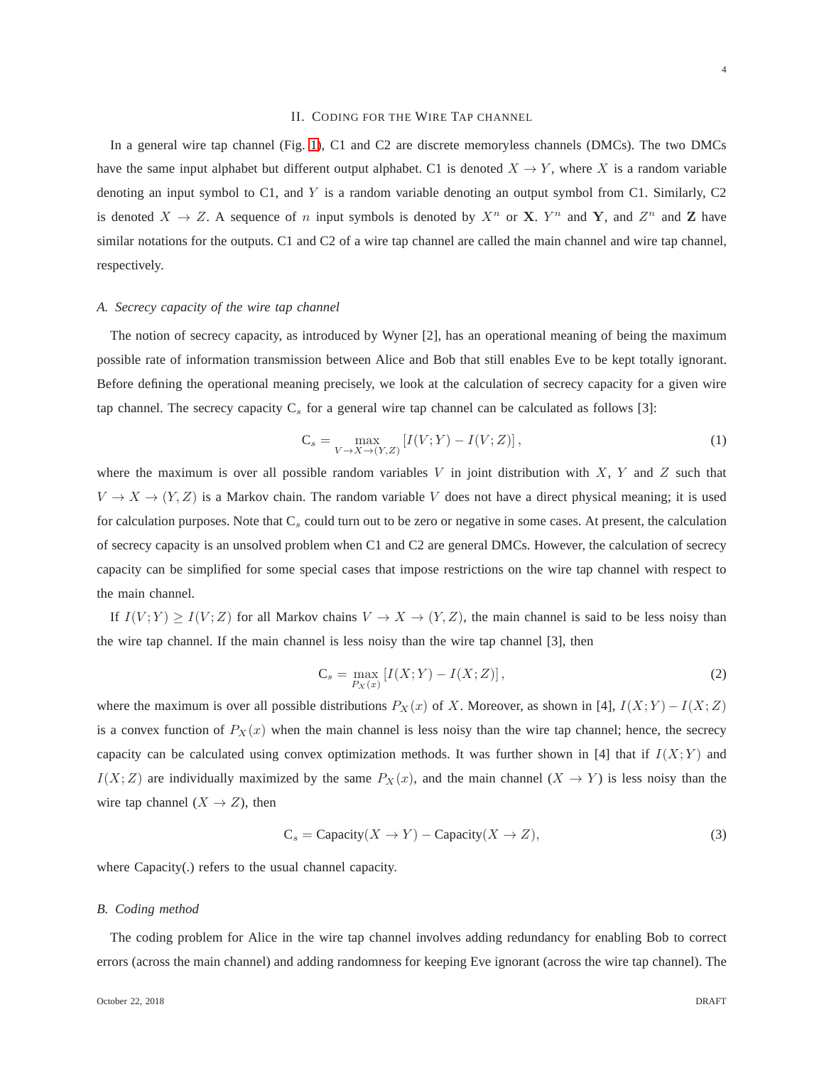## II. Coding for the Wire Tap Channel

In a general wire tap channel (Fig. 1), C1 and C2 are discrete memoryless channels (DMCs). The two DMCs have the same input alphabet but different output alphabet. C1 is denoted $X \rightarrow Y$, where $X$ is a random variable denoting an input symbol to C1, and $Y$ is a random variable denoting an output symbol from C1. Similarly, C2 is denoted $X \rightarrow Z$. A sequence of $n$ input symbols is denoted by $X^n$ or $\mathbf{X}$. $Y^n$ and $\mathbf{Y}$, and $Z^n$ and $\mathbf{Z}$ have similar notations for the outputs. C1 and C2 of a wire tap channel are called the main channel and wire tap channel, respectively.

### A. Secrecy capacity of the wire tap channel

The notion of secrecy capacity, as introduced by Wyner [2], has an operational meaning of being the maximum possible rate of information transmission between Alice and Bob that still enables Eve to be kept totally ignorant. Before defining the operational meaning precisely, we look at the calculation of secrecy capacity for a given wire tap channel. The secrecy capacity $\mathrm{C}_s$ for a general wire tap channel can be calculated as follows [3]:

$$\mathrm{C}_s = \max_{V \rightarrow X \rightarrow (Y,Z)} \left[ I(V;Y) - I(V;Z) \right], \tag{1}$$

where the maximum is over all possible random variables $V$ in joint distribution with $X$, $Y$ and $Z$ such that $V \rightarrow X \rightarrow (Y, Z)$ is a Markov chain. The random variable $V$ does not have a direct physical meaning; it is used for calculation purposes. Note that $\mathrm{C}_s$ could turn out to be zero or negative in some cases. At present, the calculation of secrecy capacity is an unsolved problem when C1 and C2 are general DMCs. However, the calculation of secrecy capacity can be simplified for some special cases that impose restrictions on the wire tap channel with respect to the main channel.

If $I(V;Y) \geq I(V;Z)$ for all Markov chains $V \rightarrow X \rightarrow (Y, Z)$, the main channel is said to be less noisy than the wire tap channel. If the main channel is less noisy than the wire tap channel [3], then

$$\mathrm{C}_s = \max_{P_X(x)} \left[ I(X;Y) - I(X;Z) \right], \tag{2}$$

where the maximum is over all possible distributions $P_X(x)$ of $X$. Moreover, as shown in [4], $I(X;Y) - I(X;Z)$ is a convex function of $P_X(x)$ when the main channel is less noisy than the wire tap channel; hence, the secrecy capacity can be calculated using convex optimization methods. It was further shown in [4] that if $I(X;Y)$ and $I(X;Z)$ are individually maximized by the same $P_X(x)$, and the main channel ($X \rightarrow Y$) is less noisy than the wire tap channel ($X \rightarrow Z$), then

$$\mathrm{C}_s = \text{Capacity}(X \rightarrow Y) - \text{Capacity}(X \rightarrow Z), \tag{3}$$

where Capacity(.) refers to the usual channel capacity.

### B. Coding method

The coding problem for Alice in the wire tap channel involves adding redundancy for enabling Bob to correct errors (across the main channel) and adding randomness for keeping Eve ignorant (across the wire tap channel). The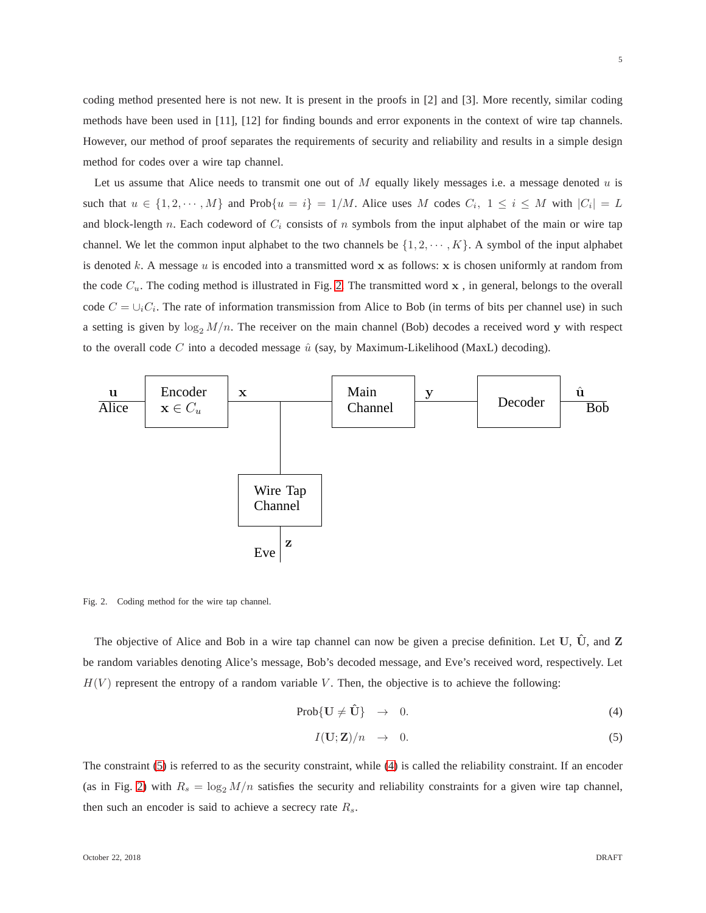coding method presented here is not new. It is present in the proofs in [2] and [3]. More recently, similar coding methods have been used in [11], [12] for finding bounds and error exponents in the context of wire tap channels. However, our method of proof separates the requirements of security and reliability and results in a simple design method for codes over a wire tap channel.

Let us assume that Alice needs to transmit one out of $M$ equally likely messages i.e. a message denoted $u$ is such that $u \in \{1, 2, \cdots, M\}$ and Prob$\{u = i\} = 1/M$. Alice uses $M$ codes $C_i$, $1 \leq i \leq M$ with $|C_i| = L$ and block-length $n$. Each codeword of $C_i$ consists of $n$ symbols from the input alphabet of the main or wire tap channel. We let the common input alphabet to the two channels be $\{1, 2, \cdots, K\}$. A symbol of the input alphabet is denoted $k$. A message $u$ is encoded into a transmitted word $\mathbf{x}$ as follows: $\mathbf{x}$ is chosen uniformly at random from the code $C_u$. The coding method is illustrated in Fig. 2. The transmitted word $\mathbf{x}$ , in general, belongs to the overall code $C = \cup_i C_i$. The rate of information transmission from Alice to Bob (in terms of bits per channel use) in such a setting is given by $\log_2 M/n$. The receiver on the main channel (Bob) decodes a received word $\mathbf{y}$ with respect to the overall code $C$ into a decoded message $\hat{u}$ (say, by Maximum-Likelihood (MaxL) decoding).

u
Alice
Encoder
$\mathbf{x} \in C_u$
x
Main
Channel
y
Decoder
û
Bob
Wire Tap
Channel
z
Eve

Fig. 2. Coding method for the wire tap channel.

The objective of Alice and Bob in a wire tap channel can now be given a precise definition. Let $\mathbf{U}$, $\hat{\mathbf{U}}$, and $\mathbf{Z}$ be random variables denoting Alice's message, Bob's decoded message, and Eve's received word, respectively. Let $H(V)$ represent the entropy of a random variable $V$. Then, the objective is to achieve the following:

$$\text{Prob}\{\mathbf{U} \neq \hat{\mathbf{U}}\} \rightarrow 0. \tag{4}$$

$$I(\mathbf{U}; \mathbf{Z})/n \rightarrow 0. \tag{5}$$

The constraint (5) is referred to as the security constraint, while (4) is called the reliability constraint. If an encoder (as in Fig. 2) with $R_s = \log_2 M/n$ satisfies the security and reliability constraints for a given wire tap channel, then such an encoder is said to achieve a secrecy rate $R_s$.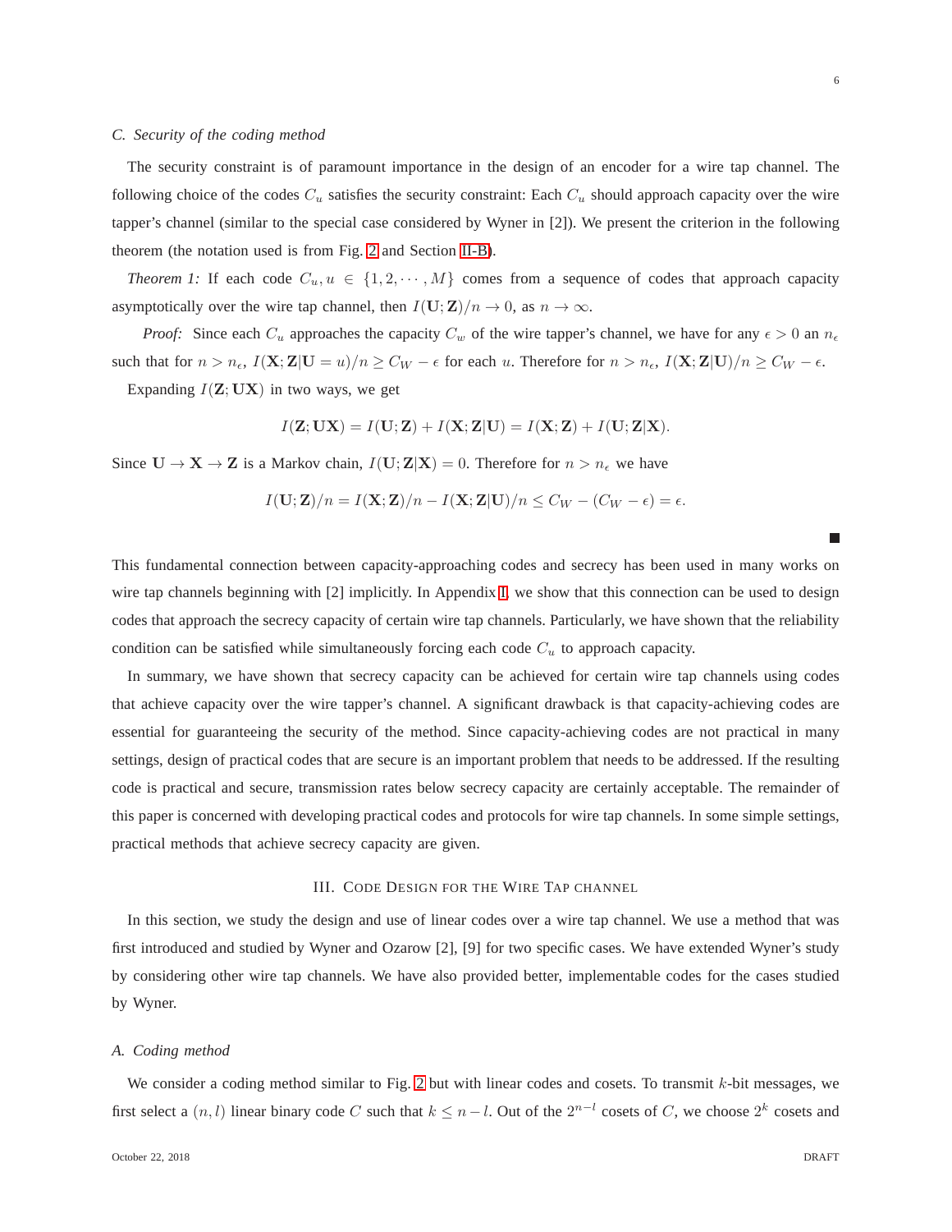### C. Security of the coding method

The security constraint is of paramount importance in the design of an encoder for a wire tap channel. The following choice of the codes $C_u$ satisfies the security constraint: Each $C_u$ should approach capacity over the wire tapper's channel (similar to the special case considered by Wyner in [2]). We present the criterion in the following theorem (the notation used is from Fig. 2 and Section II-B).

*Theorem 1:* If each code $C_u, u \in \{1, 2, \cdots, M\}$ comes from a sequence of codes that approach capacity asymptotically over the wire tap channel, then $I(\mathbf{U}; \mathbf{Z})/n \to 0$, as $n \to \infty$.

*Proof:* Since each $C_u$ approaches the capacity $C_w$ of the wire tapper's channel, we have for any $\epsilon > 0$ an $n_\epsilon$ such that for $n > n_\epsilon$, $I(\mathbf{X}; \mathbf{Z}|\mathbf{U} = u)/n \geq C_W - \epsilon$ for each $u$. Therefore for $n > n_\epsilon$, $I(\mathbf{X}; \mathbf{Z}|\mathbf{U})/n \geq C_W - \epsilon$.

Expanding $I(\mathbf{Z}; \mathbf{UX})$ in two ways, we get

$$I(\mathbf{Z}; \mathbf{UX}) = I(\mathbf{U}; \mathbf{Z}) + I(\mathbf{X}; \mathbf{Z}|\mathbf{U}) = I(\mathbf{X}; \mathbf{Z}) + I(\mathbf{U}; \mathbf{Z}|\mathbf{X}).$$

Since $\mathbf{U} \to \mathbf{X} \to \mathbf{Z}$ is a Markov chain, $I(\mathbf{U}; \mathbf{Z}|\mathbf{X}) = 0$. Therefore for $n > n_\epsilon$ we have

$$I(\mathbf{U}; \mathbf{Z})/n = I(\mathbf{X}; \mathbf{Z})/n - I(\mathbf{X}; \mathbf{Z}|\mathbf{U})/n \leq C_W - (C_W - \epsilon) = \epsilon.$$

∎

This fundamental connection between capacity-approaching codes and secrecy has been used in many works on wire tap channels beginning with [2] implicitly. In Appendix I, we show that this connection can be used to design codes that approach the secrecy capacity of certain wire tap channels. Particularly, we have shown that the reliability condition can be satisfied while simultaneously forcing each code $C_u$ to approach capacity.

In summary, we have shown that secrecy capacity can be achieved for certain wire tap channels using codes that achieve capacity over the wire tapper's channel. A significant drawback is that capacity-achieving codes are essential for guaranteeing the security of the method. Since capacity-achieving codes are not practical in many settings, design of practical codes that are secure is an important problem that needs to be addressed. If the resulting code is practical and secure, transmission rates below secrecy capacity are certainly acceptable. The remainder of this paper is concerned with developing practical codes and protocols for wire tap channels. In some simple settings, practical methods that achieve secrecy capacity are given.

## III. Code Design for the Wire Tap channel

In this section, we study the design and use of linear codes over a wire tap channel. We use a method that was first introduced and studied by Wyner and Ozarow [2], [9] for two specific cases. We have extended Wyner's study by considering other wire tap channels. We have also provided better, implementable codes for the cases studied by Wyner.

### A. Coding method

We consider a coding method similar to Fig. 2 but with linear codes and cosets. To transmit $k$-bit messages, we first select a $(n, l)$ linear binary code $C$ such that $k \leq n - l$. Out of the $2^{n-l}$ cosets of $C$, we choose $2^k$ cosets and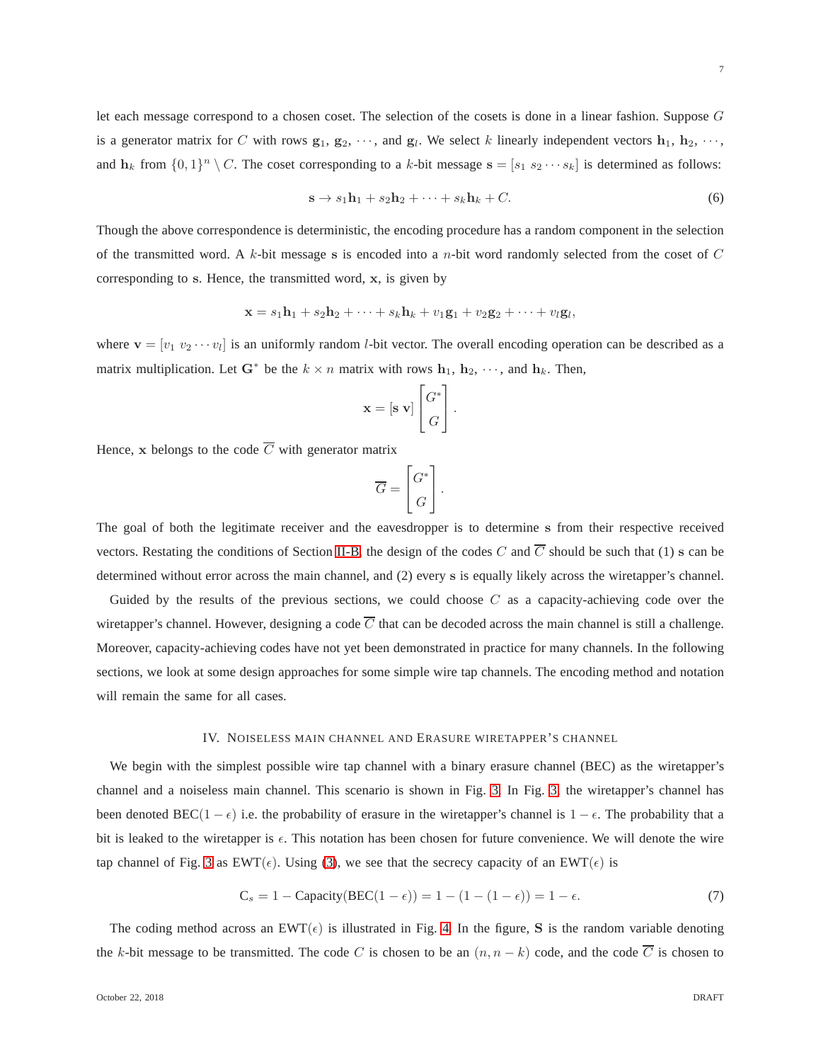let each message correspond to a chosen coset. The selection of the cosets is done in a linear fashion. Suppose $G$ is a generator matrix for $C$ with rows $\mathbf{g}_1$, $\mathbf{g}_2$, $\cdots$, and $\mathbf{g}_l$. We select $k$ linearly independent vectors $\mathbf{h}_1$, $\mathbf{h}_2$, $\cdots$, and $\mathbf{h}_k$ from $\{0,1\}^n \setminus C$. The coset corresponding to a $k$-bit message $\mathbf{s} = [s_1 \ s_2 \cdots s_k]$ is determined as follows:

$$\mathbf{s} \rightarrow s_1\mathbf{h}_1 + s_2\mathbf{h}_2 + \cdots + s_k\mathbf{h}_k + C. \tag{6}$$

Though the above correspondence is deterministic, the encoding procedure has a random component in the selection of the transmitted word. A $k$-bit message $\mathbf{s}$ is encoded into a $n$-bit word randomly selected from the coset of $C$ corresponding to $\mathbf{s}$. Hence, the transmitted word, $\mathbf{x}$, is given by

$$\mathbf{x} = s_1\mathbf{h}_1 + s_2\mathbf{h}_2 + \cdots + s_k\mathbf{h}_k + v_1\mathbf{g}_1 + v_2\mathbf{g}_2 + \cdots + v_l\mathbf{g}_l,$$

where $\mathbf{v} = [v_1 \ v_2 \cdots v_l]$ is an uniformly random $l$-bit vector. The overall encoding operation can be described as a matrix multiplication. Let $\mathbf{G}^*$ be the $k \times n$ matrix with rows $\mathbf{h}_1$, $\mathbf{h}_2$, $\cdots$, and $\mathbf{h}_k$. Then,

$$\mathbf{x} = [\mathbf{s} \ \mathbf{v}] \begin{bmatrix} G^* \\ G \end{bmatrix}.$$

Hence, $\mathbf{x}$ belongs to the code $\overline{C}$ with generator matrix

$$\overline{G} = \begin{bmatrix} G^* \\ G \end{bmatrix}.$$

The goal of both the legitimate receiver and the eavesdropper is to determine $\mathbf{s}$ from their respective received vectors. Restating the conditions of Section II-B, the design of the codes $C$ and $\overline{C}$ should be such that (1) $\mathbf{s}$ can be determined without error across the main channel, and (2) every $\mathbf{s}$ is equally likely across the wiretapper's channel.

Guided by the results of the previous sections, we could choose $C$ as a capacity-achieving code over the wiretapper's channel. However, designing a code $\overline{C}$ that can be decoded across the main channel is still a challenge. Moreover, capacity-achieving codes have not yet been demonstrated in practice for many channels. In the following sections, we look at some design approaches for some simple wire tap channels. The encoding method and notation will remain the same for all cases.

## IV. Noiseless main channel and Erasure wiretapper's channel

We begin with the simplest possible wire tap channel with a binary erasure channel (BEC) as the wiretapper's channel and a noiseless main channel. This scenario is shown in Fig. 3. In Fig. 3, the wiretapper's channel has been denoted BEC$(1-\epsilon)$ i.e. the probability of erasure in the wiretapper's channel is $1-\epsilon$. The probability that a bit is leaked to the wiretapper is $\epsilon$. This notation has been chosen for future convenience. We will denote the wire tap channel of Fig. 3 as EWT$(\epsilon)$. Using (3), we see that the secrecy capacity of an EWT$(\epsilon)$ is

$$\text{C}_s = 1 - \text{Capacity}(\text{BEC}(1-\epsilon)) = 1 - (1 - (1-\epsilon)) = 1 - \epsilon. \tag{7}$$

The coding method across an EWT$(\epsilon)$ is illustrated in Fig. 4. In the figure, $\mathbf{S}$ is the random variable denoting the $k$-bit message to be transmitted. The code $C$ is chosen to be an $(n, n-k)$ code, and the code $\overline{C}$ is chosen to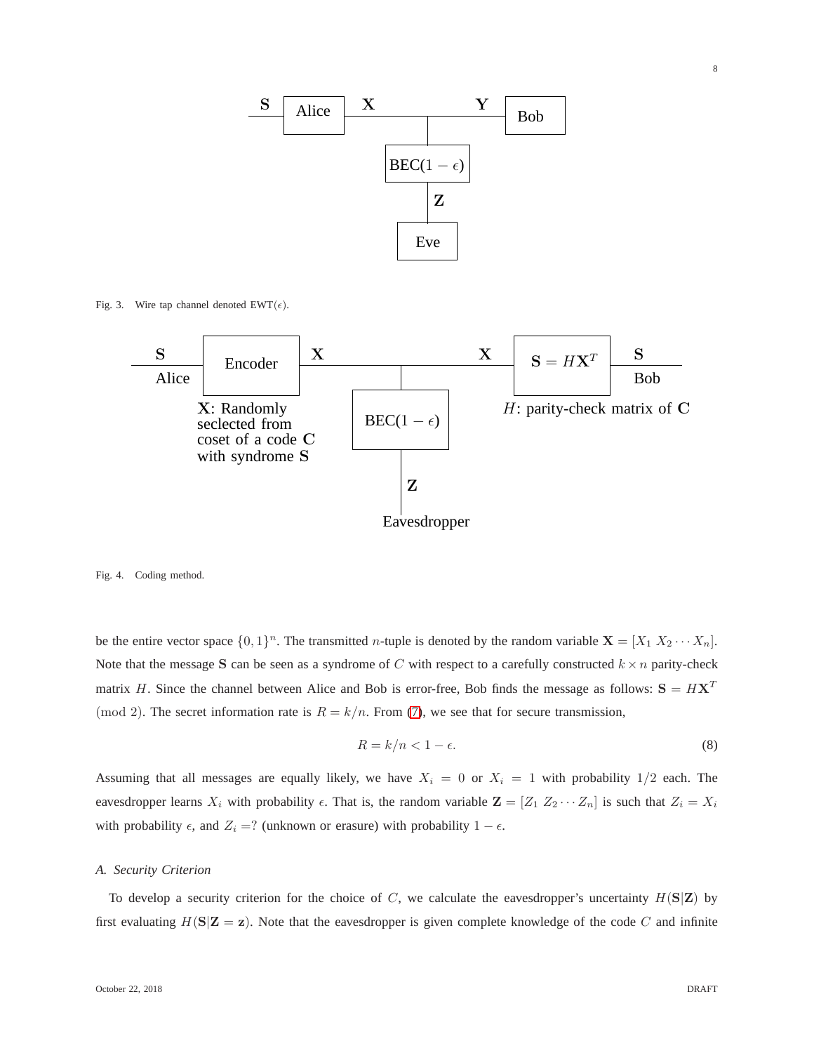S Alice X Y Bob

BEC($1-\epsilon$)

Z

Eve

Fig. 3. Wire tap channel denoted EWT($\epsilon$).

S Alice Encoder X X $\mathbf{S} = H\mathbf{X}^T$ S Bob

$\mathbf{X}$: Randomly seclected from coset of a code $\mathbf{C}$ with syndrome $\mathbf{S}$

BEC($1-\epsilon$)

$H$: parity-check matrix of $\mathbf{C}$

Z

Eavesdropper

Fig. 4. Coding method.

be the entire vector space $\{0,1\}^n$. The transmitted $n$-tuple is denoted by the random variable $\mathbf{X} = [X_1\ X_2 \cdots X_n]$. Note that the message $\mathbf{S}$ can be seen as a syndrome of $C$ with respect to a carefully constructed $k \times n$ parity-check matrix $H$. Since the channel between Alice and Bob is error-free, Bob finds the message as follows: $\mathbf{S} = H\mathbf{X}^T$ $(\bmod\ 2)$. The secret information rate is $R = k/n$. From (7), we see that for secure transmission,

$$R = k/n < 1 - \epsilon. \tag{8}$$

Assuming that all messages are equally likely, we have $X_i = 0$ or $X_i = 1$ with probability $1/2$ each. The eavesdropper learns $X_i$ with probability $\epsilon$. That is, the random variable $\mathbf{Z} = [Z_1\ Z_2 \cdots Z_n]$ is such that $Z_i = X_i$ with probability $\epsilon$, and $Z_i = ?$ (unknown or erasure) with probability $1 - \epsilon$.

### *A. Security Criterion*

To develop a security criterion for the choice of $C$, we calculate the eavesdropper's uncertainty $H(\mathbf{S}|\mathbf{Z})$ by first evaluating $H(\mathbf{S}|\mathbf{Z} = \mathbf{z})$. Note that the eavesdropper is given complete knowledge of the code $C$ and infinite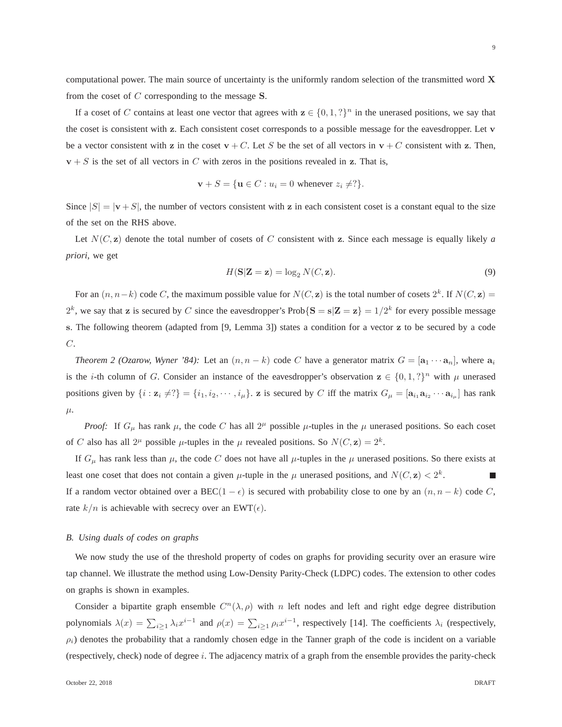computational power. The main source of uncertainty is the uniformly random selection of the transmitted word $\mathbf{X}$ from the coset of $C$ corresponding to the message $\mathbf{S}$.

If a coset of $C$ contains at least one vector that agrees with $\mathbf{z} \in \{0, 1, ?\}^n$ in the unerased positions, we say that the coset is consistent with $\mathbf{z}$. Each consistent coset corresponds to a possible message for the eavesdropper. Let $\mathbf{v}$ be a vector consistent with $\mathbf{z}$ in the coset $\mathbf{v} + C$. Let $S$ be the set of all vectors in $\mathbf{v} + C$ consistent with $\mathbf{z}$. Then, $\mathbf{v} + S$ is the set of all vectors in $C$ with zeros in the positions revealed in $\mathbf{z}$. That is,

$$\mathbf{v} + S = \{\mathbf{u} \in C : u_i = 0 \text{ whenever } z_i \neq ?\}.$$

Since $|S| = |\mathbf{v} + S|$, the number of vectors consistent with $\mathbf{z}$ in each consistent coset is a constant equal to the size of the set on the RHS above.

Let $N(C, \mathbf{z})$ denote the total number of cosets of $C$ consistent with $\mathbf{z}$. Since each message is equally likely *a priori*, we get

$$H(\mathbf{S}|\mathbf{Z} = \mathbf{z}) = \log_2 N(C, \mathbf{z}). \tag{9}$$

For an $(n, n-k)$ code $C$, the maximum possible value for $N(C, \mathbf{z})$ is the total number of cosets $2^k$. If $N(C, \mathbf{z}) = 2^k$, we say that $\mathbf{z}$ is secured by $C$ since the eavesdropper's $\text{Prob}\{\mathbf{S} = \mathbf{s}|\mathbf{Z} = \mathbf{z}\} = 1/2^k$ for every possible message $\mathbf{s}$. The following theorem (adapted from [9, Lemma 3]) states a condition for a vector $\mathbf{z}$ to be secured by a code $C$.

*Theorem 2 (Ozarow, Wyner '84):* Let an $(n, n-k)$ code $C$ have a generator matrix $G = [\mathbf{a}_1 \cdots \mathbf{a}_n]$, where $\mathbf{a}_i$ is the $i$-th column of $G$. Consider an instance of the eavesdropper's observation $\mathbf{z} \in \{0, 1, ?\}^n$ with $\mu$ unerased positions given by $\{i : \mathbf{z}_i \neq ?\} = \{i_1, i_2, \cdots, i_\mu\}$. $\mathbf{z}$ is secured by $C$ iff the matrix $G_\mu = [\mathbf{a}_{i_1} \mathbf{a}_{i_2} \cdots \mathbf{a}_{i_\mu}]$ has rank $\mu$.

*Proof:* If $G_\mu$ has rank $\mu$, the code $C$ has all $2^\mu$ possible $\mu$-tuples in the $\mu$ unerased positions. So each coset of $C$ also has all $2^\mu$ possible $\mu$-tuples in the $\mu$ revealed positions. So $N(C, \mathbf{z}) = 2^k$.

If $G_\mu$ has rank less than $\mu$, the code $C$ does not have all $\mu$-tuples in the $\mu$ unerased positions. So there exists at least one coset that does not contain a given $\mu$-tuple in the $\mu$ unerased positions, and $N(C, \mathbf{z}) < 2^k$. ■

If a random vector obtained over a BEC$(1-\epsilon)$ is secured with probability close to one by an $(n, n-k)$ code $C$, rate $k/n$ is achievable with secrecy over an EWT$(\epsilon)$.

### B. Using duals of codes on graphs

We now study the use of the threshold property of codes on graphs for providing security over an erasure wire tap channel. We illustrate the method using Low-Density Parity-Check (LDPC) codes. The extension to other codes on graphs is shown in examples.

Consider a bipartite graph ensemble $C^n(\lambda, \rho)$ with $n$ left nodes and left and right edge degree distribution polynomials $\lambda(x) = \sum_{i \geq 1} \lambda_i x^{i-1}$ and $\rho(x) = \sum_{i \geq 1} \rho_i x^{i-1}$, respectively [14]. The coefficients $\lambda_i$ (respectively, $\rho_i$) denotes the probability that a randomly chosen edge in the Tanner graph of the code is incident on a variable (respectively, check) node of degree $i$. The adjacency matrix of a graph from the ensemble provides the parity-check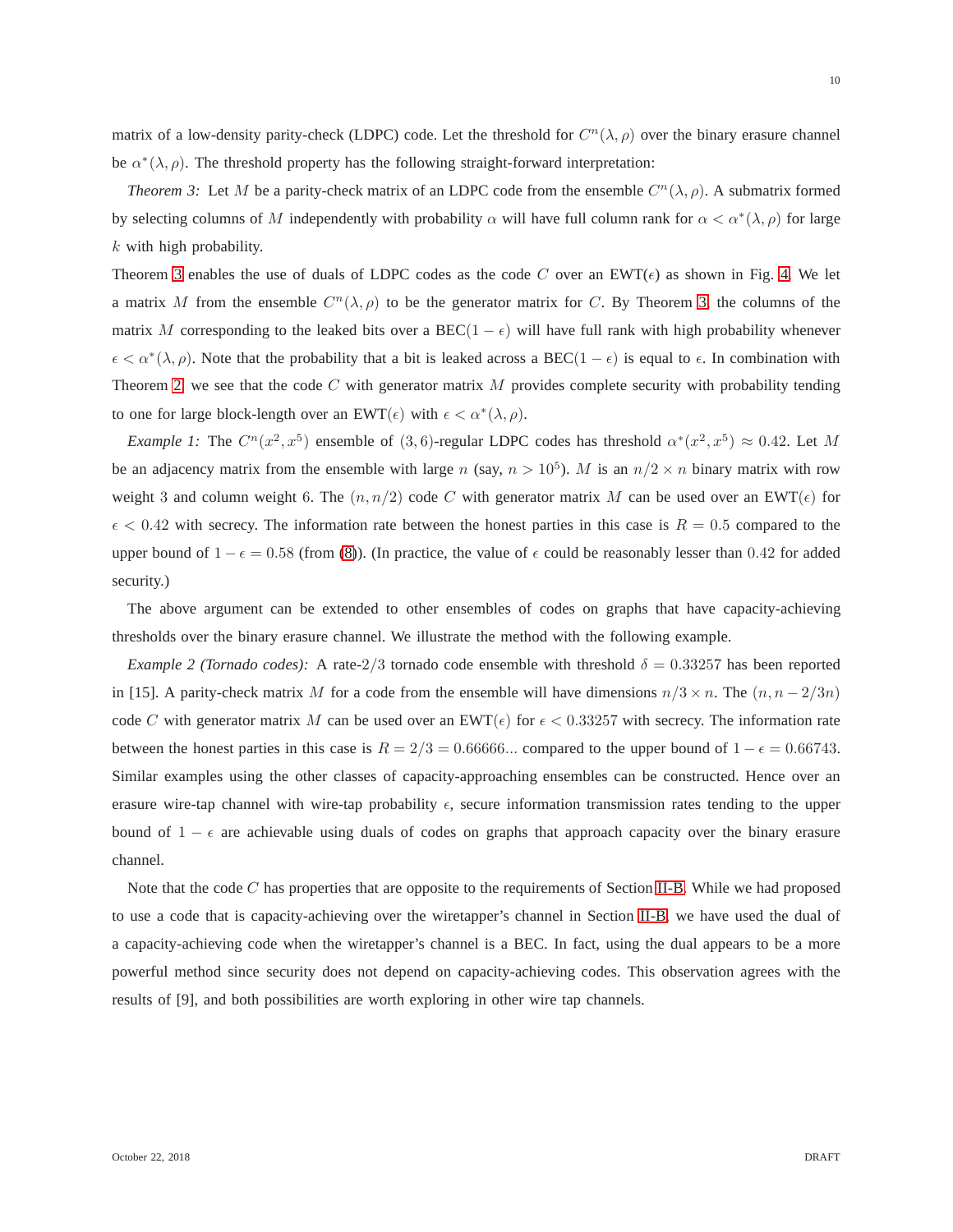matrix of a low-density parity-check (LDPC) code. Let the threshold for $C^n(\lambda, \rho)$ over the binary erasure channel be $\alpha^*(\lambda, \rho)$. The threshold property has the following straight-forward interpretation:

*Theorem 3:* Let $M$ be a parity-check matrix of an LDPC code from the ensemble $C^n(\lambda, \rho)$. A submatrix formed by selecting columns of $M$ independently with probability $\alpha$ will have full column rank for $\alpha < \alpha^*(\lambda, \rho)$ for large $k$ with high probability.

Theorem 3 enables the use of duals of LDPC codes as the code $C$ over an EWT($\epsilon$) as shown in Fig. 4. We let a matrix $M$ from the ensemble $C^n(\lambda, \rho)$ to be the generator matrix for $C$. By Theorem 3, the columns of the matrix $M$ corresponding to the leaked bits over a BEC($1-\epsilon$) will have full rank with high probability whenever $\epsilon < \alpha^*(\lambda, \rho)$. Note that the probability that a bit is leaked across a BEC($1-\epsilon$) is equal to $\epsilon$. In combination with Theorem 2, we see that the code $C$ with generator matrix $M$ provides complete security with probability tending to one for large block-length over an EWT($\epsilon$) with $\epsilon < \alpha^*(\lambda, \rho)$.

*Example 1:* The $C^n(x^2, x^5)$ ensemble of $(3, 6)$-regular LDPC codes has threshold $\alpha^*(x^2, x^5) \approx 0.42$. Let $M$ be an adjacency matrix from the ensemble with large $n$ (say, $n > 10^5$). $M$ is an $n/2 \times n$ binary matrix with row weight 3 and column weight 6. The $(n, n/2)$ code $C$ with generator matrix $M$ can be used over an EWT($\epsilon$) for $\epsilon < 0.42$ with secrecy. The information rate between the honest parties in this case is $R = 0.5$ compared to the upper bound of $1 - \epsilon = 0.58$ (from (8)). (In practice, the value of $\epsilon$ could be reasonably lesser than $0.42$ for added security.)

The above argument can be extended to other ensembles of codes on graphs that have capacity-achieving thresholds over the binary erasure channel. We illustrate the method with the following example.

*Example 2 (Tornado codes):* A rate-$2/3$ tornado code ensemble with threshold $\delta = 0.33257$ has been reported in [15]. A parity-check matrix $M$ for a code from the ensemble will have dimensions $n/3 \times n$. The $(n, n - 2/3n)$ code $C$ with generator matrix $M$ can be used over an EWT($\epsilon$) for $\epsilon < 0.33257$ with secrecy. The information rate between the honest parties in this case is $R = 2/3 = 0.66666...$ compared to the upper bound of $1 - \epsilon = 0.66743$. Similar examples using the other classes of capacity-approaching ensembles can be constructed. Hence over an erasure wire-tap channel with wire-tap probability $\epsilon$, secure information transmission rates tending to the upper bound of $1 - \epsilon$ are achievable using duals of codes on graphs that approach capacity over the binary erasure channel.

Note that the code $C$ has properties that are opposite to the requirements of Section II-B. While we had proposed to use a code that is capacity-achieving over the wiretapper's channel in Section II-B, we have used the dual of a capacity-achieving code when the wiretapper's channel is a BEC. In fact, using the dual appears to be a more powerful method since security does not depend on capacity-achieving codes. This observation agrees with the results of [9], and both possibilities are worth exploring in other wire tap channels.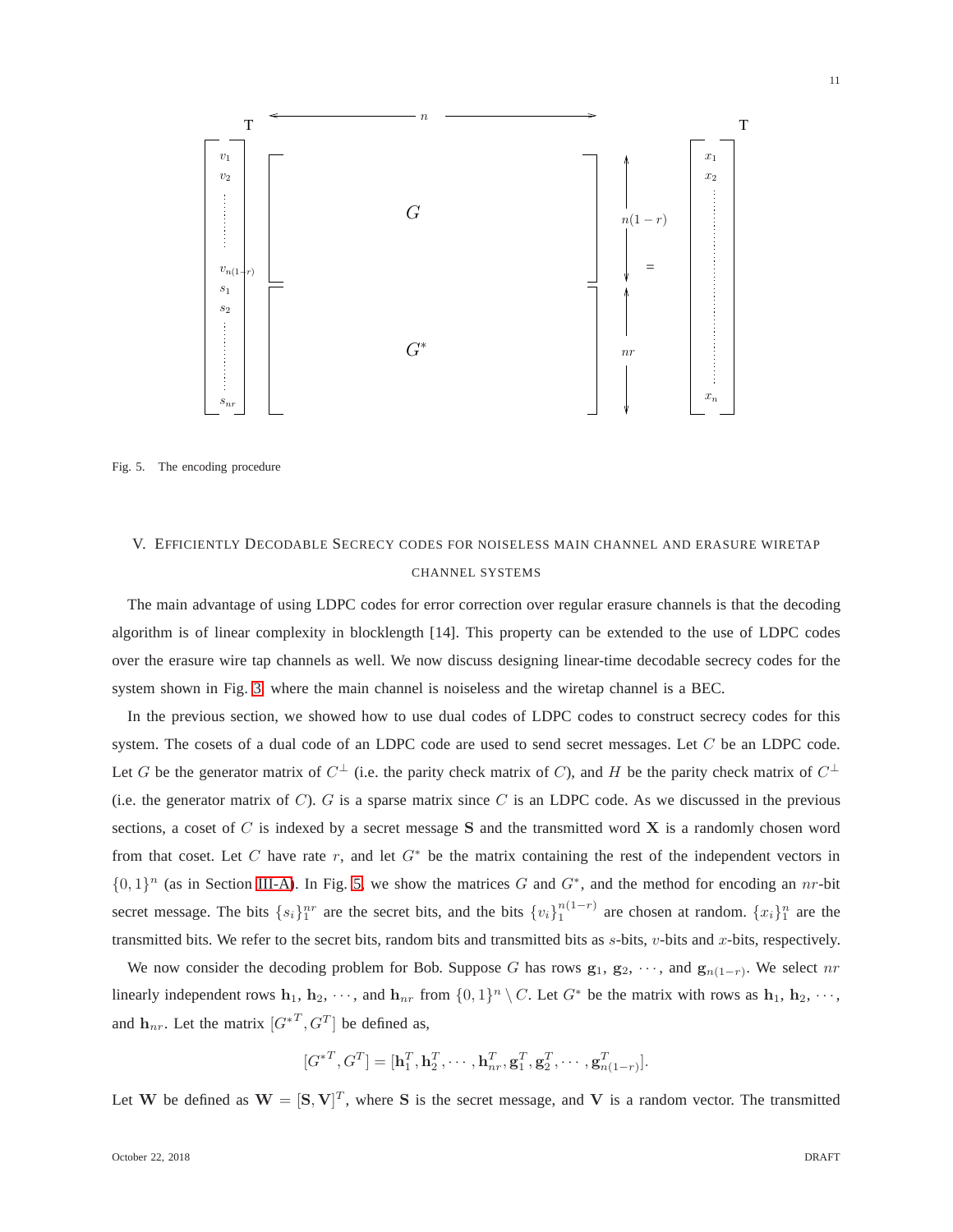Fig. 5. The encoding procedure

## V. Efficiently Decodable Secrecy codes for noiseless main channel and erasure wiretap channel systems

The main advantage of using LDPC codes for error correction over regular erasure channels is that the decoding algorithm is of linear complexity in blocklength [14]. This property can be extended to the use of LDPC codes over the erasure wire tap channels as well. We now discuss designing linear-time decodable secrecy codes for the system shown in Fig. 3 where the main channel is noiseless and the wiretap channel is a BEC.

In the previous section, we showed how to use dual codes of LDPC codes to construct secrecy codes for this system. The cosets of a dual code of an LDPC code are used to send secret messages. Let $C$ be an LDPC code. Let $G$ be the generator matrix of $C^{\perp}$ (i.e. the parity check matrix of $C$), and $H$ be the parity check matrix of $C^{\perp}$ (i.e. the generator matrix of $C$). $G$ is a sparse matrix since $C$ is an LDPC code. As we discussed in the previous sections, a coset of $C$ is indexed by a secret message $\mathbf{S}$ and the transmitted word $\mathbf{X}$ is a randomly chosen word from that coset. Let $C$ have rate $r$, and let $G^*$ be the matrix containing the rest of the independent vectors in $\{0,1\}^n$ (as in Section III-A). In Fig. 5, we show the matrices $G$ and $G^*$, and the method for encoding an $nr$-bit secret message. The bits $\{s_i\}_1^{nr}$ are the secret bits, and the bits $\{v_i\}_1^{n(1-r)}$ are chosen at random. $\{x_i\}_1^n$ are the transmitted bits. We refer to the secret bits, random bits and transmitted bits as $s$-bits, $v$-bits and $x$-bits, respectively.

We now consider the decoding problem for Bob. Suppose $G$ has rows $\mathbf{g}_1$, $\mathbf{g}_2$, $\cdots$, and $\mathbf{g}_{n(1-r)}$. We select $nr$ linearly independent rows $\mathbf{h}_1$, $\mathbf{h}_2$, $\cdots$, and $\mathbf{h}_{nr}$ from $\{0,1\}^n \setminus C$. Let $G^*$ be the matrix with rows as $\mathbf{h}_1$, $\mathbf{h}_2$, $\cdots$, and $\mathbf{h}_{nr}$. Let the matrix $[{G^*}^T, G^T]$ be defined as,

$$[{G^*}^T, G^T] = [\mathbf{h}_1^T, \mathbf{h}_2^T, \cdots, \mathbf{h}_{nr}^T, \mathbf{g}_1^T, \mathbf{g}_2^T, \cdots, \mathbf{g}_{n(1-r)}^T].$$

Let $\mathbf{W}$ be defined as $\mathbf{W} = [\mathbf{S}, \mathbf{V}]^T$, where $\mathbf{S}$ is the secret message, and $\mathbf{V}$ is a random vector. The transmitted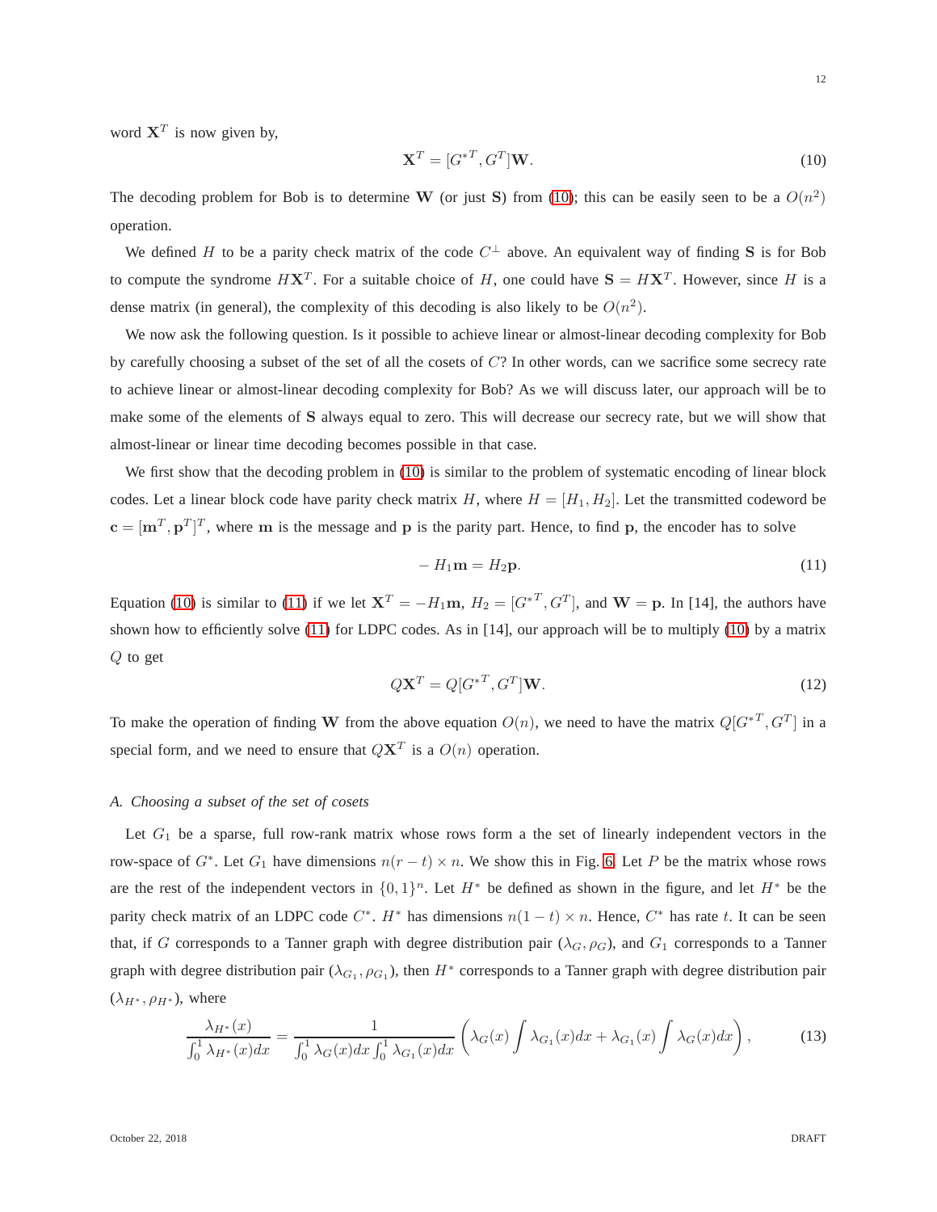word $\mathbf{X}^T$ is now given by,

$$\mathbf{X}^T = [G^{*T}, G^T]\mathbf{W}. \tag{10}$$

The decoding problem for Bob is to determine $\mathbf{W}$ (or just $\mathbf{S}$) from (10); this can be easily seen to be a $O(n^2)$ operation.

We defined $H$ to be a parity check matrix of the code $C^{\perp}$ above. An equivalent way of finding $\mathbf{S}$ is for Bob to compute the syndrome $H\mathbf{X}^T$. For a suitable choice of $H$, one could have $\mathbf{S} = H\mathbf{X}^T$. However, since $H$ is a dense matrix (in general), the complexity of this decoding is also likely to be $O(n^2)$.

We now ask the following question. Is it possible to achieve linear or almost-linear decoding complexity for Bob by carefully choosing a subset of the set of all the cosets of $C$? In other words, can we sacrifice some secrecy rate to achieve linear or almost-linear decoding complexity for Bob? As we will discuss later, our approach will be to make some of the elements of $\mathbf{S}$ always equal to zero. This will decrease our secrecy rate, but we will show that almost-linear or linear time decoding becomes possible in that case.

We first show that the decoding problem in (10) is similar to the problem of systematic encoding of linear block codes. Let a linear block code have parity check matrix $H$, where $H = [H_1, H_2]$. Let the transmitted codeword be $\mathbf{c} = [\mathbf{m}^T, \mathbf{p}^T]^T$, where $\mathbf{m}$ is the message and $\mathbf{p}$ is the parity part. Hence, to find $\mathbf{p}$, the encoder has to solve

$$-H_1\mathbf{m} = H_2\mathbf{p}. \tag{11}$$

Equation (10) is similar to (11) if we let $\mathbf{X}^T = -H_1\mathbf{m}$, $H_2 = [G^{*T}, G^T]$, and $\mathbf{W} = \mathbf{p}$. In [14], the authors have shown how to efficiently solve (11) for LDPC codes. As in [14], our approach will be to multiply (10) by a matrix $Q$ to get

$$Q\mathbf{X}^T = Q[G^{*T}, G^T]\mathbf{W}. \tag{12}$$

To make the operation of finding $\mathbf{W}$ from the above equation $O(n)$, we need to have the matrix $Q[G^{*T}, G^T]$ in a special form, and we need to ensure that $Q\mathbf{X}^T$ is a $O(n)$ operation.

### A. Choosing a subset of the set of cosets

Let $G_1$ be a sparse, full row-rank matrix whose rows form a the set of linearly independent vectors in the row-space of $G^*$. Let $G_1$ have dimensions $n(r-t) \times n$. We show this in Fig. 6. Let $P$ be the matrix whose rows are the rest of the independent vectors in $\{0,1\}^n$. Let $H^*$ be defined as shown in the figure, and let $H^*$ be the parity check matrix of an LDPC code $C^*$. $H^*$ has dimensions $n(1-t) \times n$. Hence, $C^*$ has rate $t$. It can be seen that, if $G$ corresponds to a Tanner graph with degree distribution pair $(\lambda_G, \rho_G)$, and $G_1$ corresponds to a Tanner graph with degree distribution pair $(\lambda_{G_1}, \rho_{G_1})$, then $H^*$ corresponds to a Tanner graph with degree distribution pair $(\lambda_{H^*}, \rho_{H^*})$, where

$$\frac{\lambda_{H^*}(x)}{\int_0^1 \lambda_{H^*}(x)dx} = \frac{1}{\int_0^1 \lambda_G(x)dx \int_0^1 \lambda_{G_1}(x)dx} \left( \lambda_G(x) \int \lambda_{G_1}(x)dx + \lambda_{G_1}(x) \int \lambda_G(x)dx \right), \tag{13}$$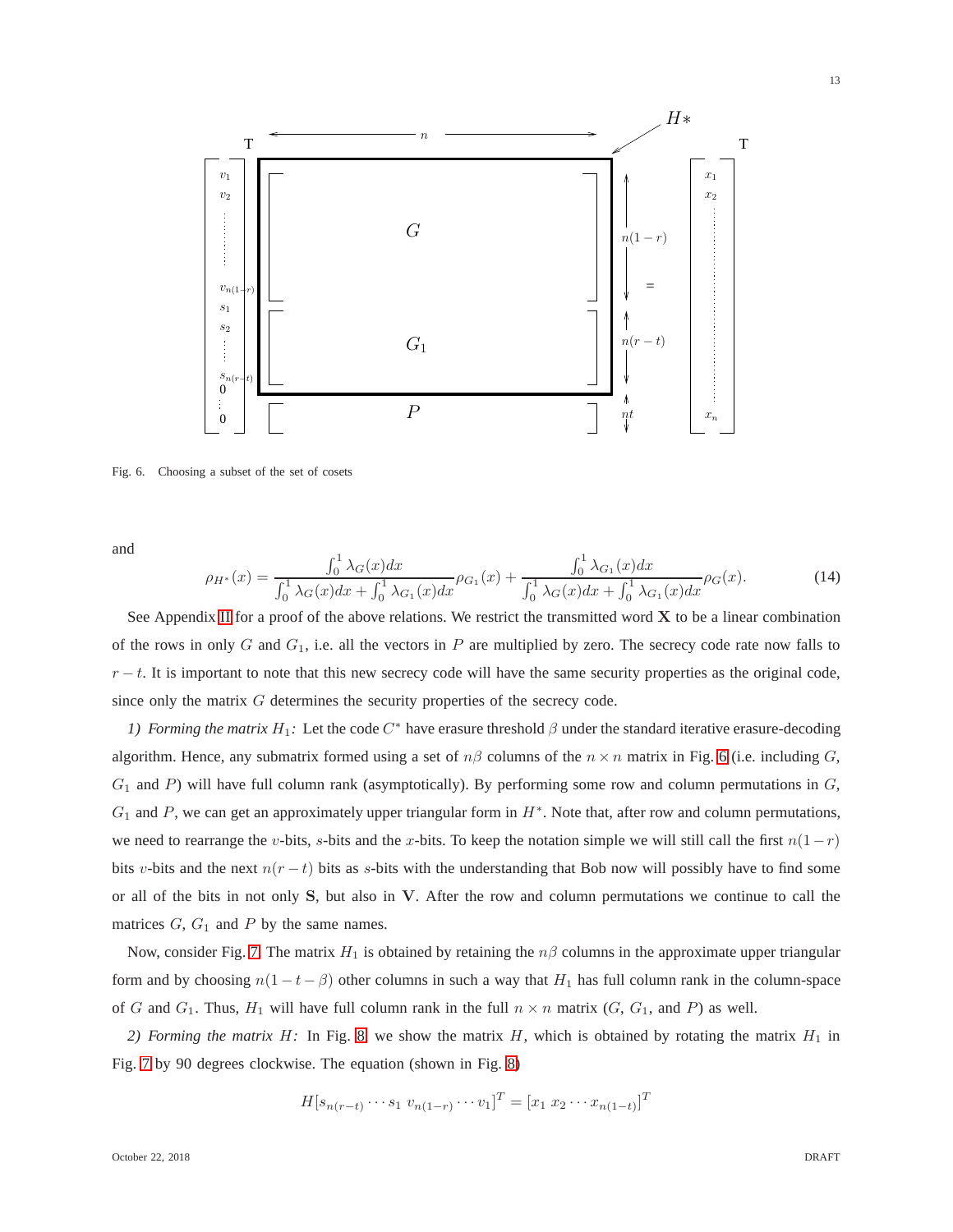Fig. 6. Choosing a subset of the set of cosets

and

$$\rho_{H^*}(x) = \frac{\int_0^1 \lambda_G(x)dx}{\int_0^1 \lambda_G(x)dx + \int_0^1 \lambda_{G_1}(x)dx}\rho_{G_1}(x) + \frac{\int_0^1 \lambda_{G_1}(x)dx}{\int_0^1 \lambda_G(x)dx + \int_0^1 \lambda_{G_1}(x)dx}\rho_G(x). \tag{14}$$

See Appendix II for a proof of the above relations. We restrict the transmitted word $\mathbf{X}$ to be a linear combination of the rows in only $G$ and $G_1$, i.e. all the vectors in $P$ are multiplied by zero. The secrecy code rate now falls to $r - t$. It is important to note that this new secrecy code will have the same security properties as the original code, since only the matrix $G$ determines the security properties of the secrecy code.

*1) Forming the matrix $H_1$:* Let the code $C^*$ have erasure threshold $\beta$ under the standard iterative erasure-decoding algorithm. Hence, any submatrix formed using a set of $n\beta$ columns of the $n \times n$ matrix in Fig. 6 (i.e. including $G$, $G_1$ and $P$) will have full column rank (asymptotically). By performing some row and column permutations in $G$, $G_1$ and $P$, we can get an approximately upper triangular form in $H^*$. Note that, after row and column permutations, we need to rearrange the $v$-bits, $s$-bits and the $x$-bits. To keep the notation simple we will still call the first $n(1-r)$ bits $v$-bits and the next $n(r-t)$ bits as $s$-bits with the understanding that Bob now will possibly have to find some or all of the bits in not only $\mathbf{S}$, but also in $\mathbf{V}$. After the row and column permutations we continue to call the matrices $G$, $G_1$ and $P$ by the same names.

Now, consider Fig. 7. The matrix $H_1$ is obtained by retaining the $n\beta$ columns in the approximate upper triangular form and by choosing $n(1-t-\beta)$ other columns in such a way that $H_1$ has full column rank in the column-space of $G$ and $G_1$. Thus, $H_1$ will have full column rank in the full $n \times n$ matrix ($G$, $G_1$, and $P$) as well.

*2) Forming the matrix $H$:* In Fig. 8, we show the matrix $H$, which is obtained by rotating the matrix $H_1$ in Fig. 7 by 90 degrees clockwise. The equation (shown in Fig. 8)

$$H[s_{n(r-t)} \cdots s_1 \; v_{n(1-r)} \cdots v_1]^T = [x_1 \; x_2 \cdots x_{n(1-t)}]^T$$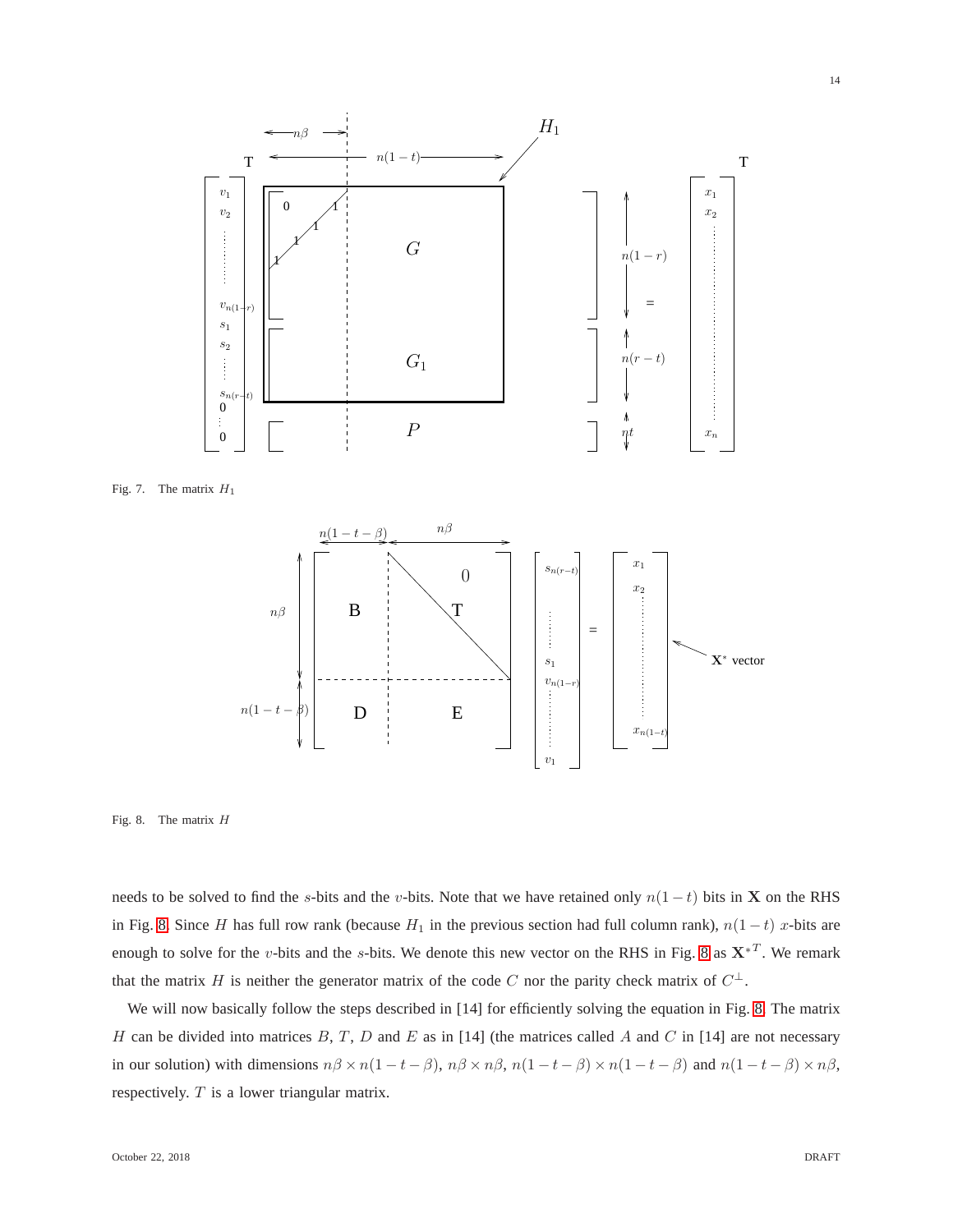$n\beta$

$n(1-t)$

$H_1$

T

T

$v_1$
$v_2$
$v_{n(1-r)}$
$s_1$
$s_2$
$s_{n(r-t)}$
0
0

0
1
1
1
1

$G$

$G_1$

$P$

$n(1-r)$

=

$n(r-t)$

$nt$

$x_1$
$x_2$
$x_n$

Fig. 7. The matrix $H_1$

$n(1-t-\beta)$

$n\beta$

$n\beta$

$n(1-t-\beta)$

B

T

0

D

E

$s_{n(r-t)}$
$s_1$
$v_{n(1-r)}$
$v_1$

=

$x_1$
$x_2$
$x_{n(1-t)}$

$\mathbf{X}^*$ vector

Fig. 8. The matrix $H$

needs to be solved to find the $s$-bits and the $v$-bits. Note that we have retained only $n(1-t)$ bits in $\mathbf{X}$ on the RHS in Fig. 8. Since $H$ has full row rank (because $H_1$ in the previous section had full column rank), $n(1-t)$ $x$-bits are enough to solve for the $v$-bits and the $s$-bits. We denote this new vector on the RHS in Fig. 8 as $\mathbf{X}^{*T}$. We remark that the matrix $H$ is neither the generator matrix of the code $C$ nor the parity check matrix of $C^{\perp}$.

We will now basically follow the steps described in [14] for efficiently solving the equation in Fig. 8. The matrix $H$ can be divided into matrices $B$, $T$, $D$ and $E$ as in [14] (the matrices called $A$ and $C$ in [14] are not necessary in our solution) with dimensions $n\beta \times n(1-t-\beta)$, $n\beta \times n\beta$, $n(1-t-\beta) \times n(1-t-\beta)$ and $n(1-t-\beta) \times n\beta$, respectively. $T$ is a lower triangular matrix.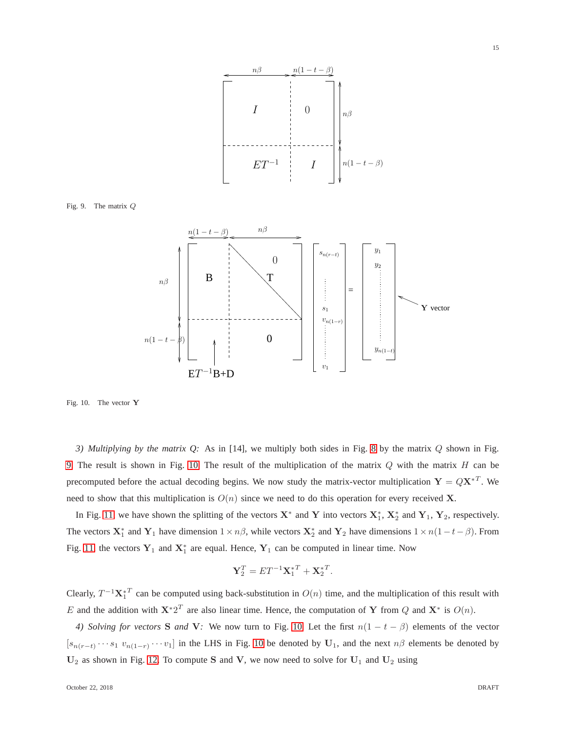$n\beta$

$n(1-t-\beta)$

$I$

0

$n\beta$

$ET^{-1}$

$I$

$n(1-t-\beta)$

Fig. 9. The matrix $Q$

$n(1-t-\beta)$

$n\beta$

$n\beta$

B

0

T

$s_{n(r-t)}$

$y_1$

$y_2$

=

$s_1$

$v_{n(1-r)}$

**Y** vector

$n(1-t-\beta)$

0

$y_{n(1-t)}$

$v_1$

E$T^{-1}$B+D

Fig. 10. The vector $\mathbf{Y}$

*3) Multiplying by the matrix Q:* As in [14], we multiply both sides in Fig. 8 by the matrix $Q$ shown in Fig. 9. The result is shown in Fig. 10. The result of the multiplication of the matrix $Q$ with the matrix $H$ can be precomputed before the actual decoding begins. We now study the matrix-vector multiplication $\mathbf{Y} = Q\mathbf{X}^{*T}$. We need to show that this multiplication is $O(n)$ since we need to do this operation for every received $\mathbf{X}$.

In Fig. 11 we have shown the splitting of the vectors $\mathbf{X}^*$ and $\mathbf{Y}$ into vectors $\mathbf{X}_1^*$, $\mathbf{X}_2^*$ and $\mathbf{Y}_1$, $\mathbf{Y}_2$, respectively. The vectors $\mathbf{X}_1^*$ and $\mathbf{Y}_1$ have dimension $1 \times n\beta$, while vectors $\mathbf{X}_2^*$ and $\mathbf{Y}_2$ have dimensions $1 \times n(1-t-\beta)$. From Fig. 11 the vectors $\mathbf{Y}_1$ and $\mathbf{X}_1^*$ are equal. Hence, $\mathbf{Y}_1$ can be computed in linear time. Now

$$\mathbf{Y}_2^T = ET^{-1}\mathbf{X}_1^{*T} + \mathbf{X}_2^{*T}.$$

Clearly, $T^{-1}\mathbf{X}_1^{*T}$ can be computed using back-substitution in $O(n)$ time, and the multiplication of this result with $E$ and the addition with $\mathbf{X}^{*}2^T$ are also linear time. Hence, the computation of $\mathbf{Y}$ from $Q$ and $\mathbf{X}^*$ is $O(n)$.

*4) Solving for vectors* $\mathbf{S}$ *and* $\mathbf{V}$*:* We now turn to Fig. 10. Let the first $n(1-t-\beta)$ elements of the vector $[s_{n(r-t)} \cdots s_1 \; v_{n(1-r)} \cdots v_1]$ in the LHS in Fig. 10 be denoted by $\mathbf{U}_1$, and the next $n\beta$ elements be denoted by $\mathbf{U}_2$ as shown in Fig. 12. To compute $\mathbf{S}$ and $\mathbf{V}$, we now need to solve for $\mathbf{U}_1$ and $\mathbf{U}_2$ using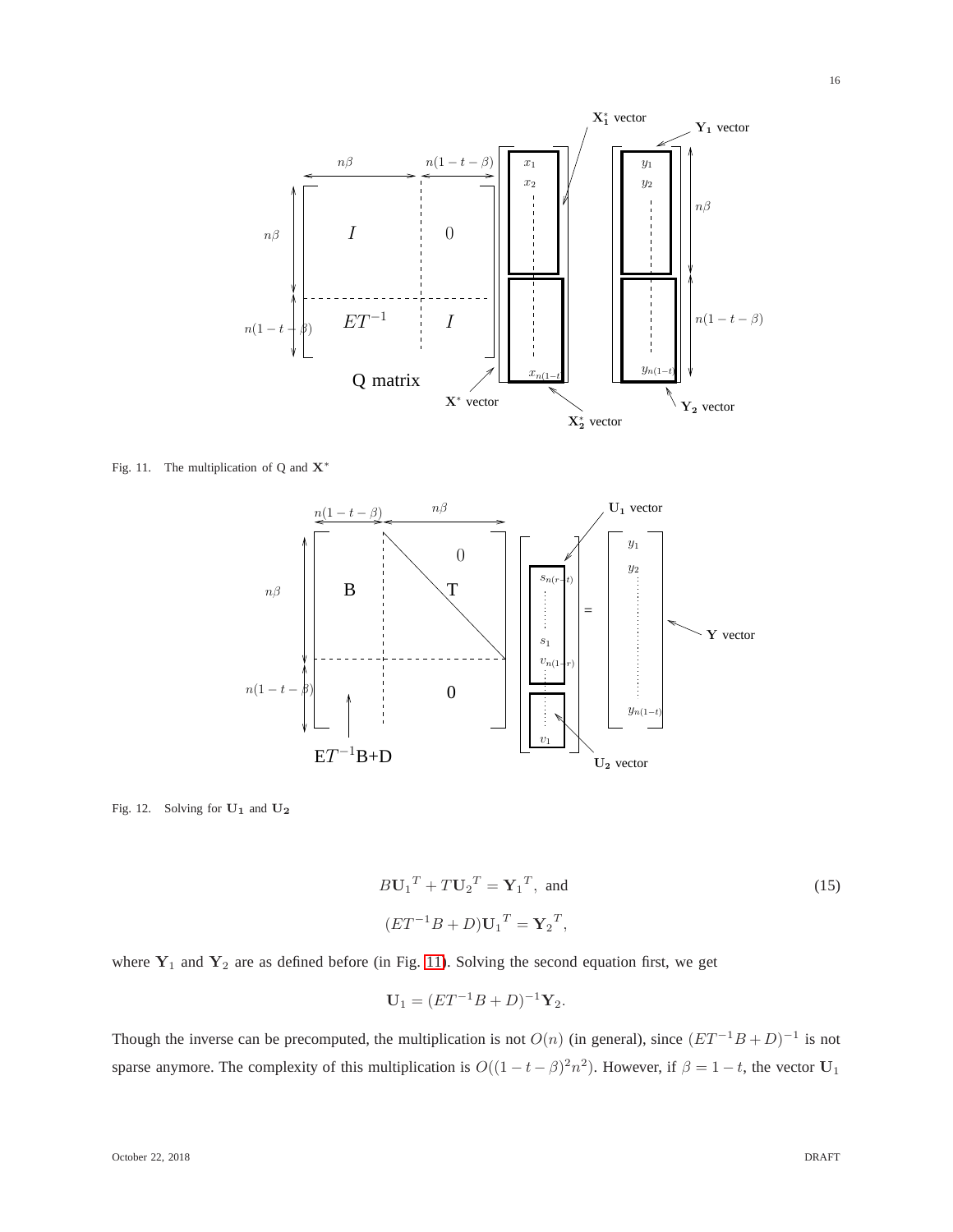Fig. 11. The multiplication of Q and $\mathbf{X}^*$

Fig. 12. Solving for $\mathbf{U_1}$ and $\mathbf{U_2}$

$$
\begin{aligned}
B{\mathbf{U}_1}^T + T{\mathbf{U}_2}^T &= {\mathbf{Y}_1}^T, \text{ and} \\
(ET^{-1}B + D){\mathbf{U}_1}^T &= {\mathbf{Y}_2}^T,
\end{aligned}
\tag{15}
$$

where $\mathbf{Y}_1$ and $\mathbf{Y}_2$ are as defined before (in Fig. 11). Solving the second equation first, we get

$$
\mathbf{U}_1 = (ET^{-1}B + D)^{-1}\mathbf{Y}_2.
$$

Though the inverse can be precomputed, the multiplication is not $O(n)$ (in general), since $(ET^{-1}B+D)^{-1}$ is not sparse anymore. The complexity of this multiplication is $O((1-t-\beta)^2n^2)$. However, if $\beta = 1-t$, the vector $\mathbf{U}_1$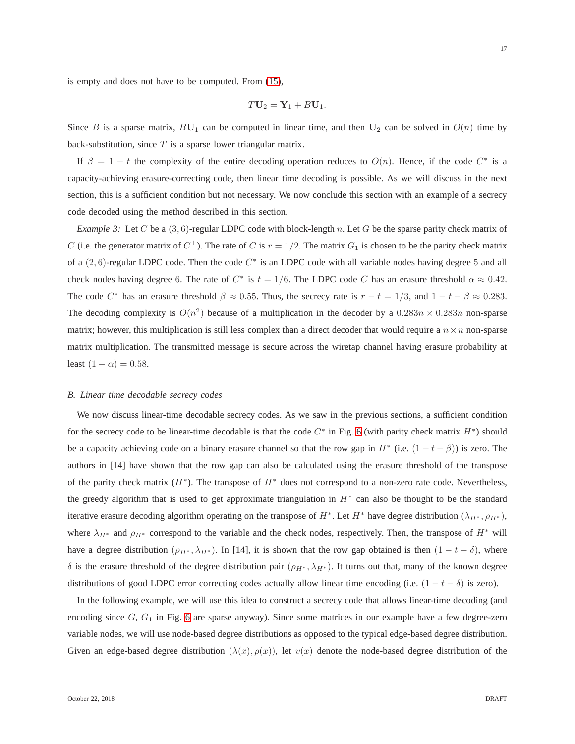is empty and does not have to be computed. From (15),

$$T\mathbf{U}_2 = \mathbf{Y}_1 + B\mathbf{U}_1.$$

Since $B$ is a sparse matrix, $B\mathbf{U}_1$ can be computed in linear time, and then $\mathbf{U}_2$ can be solved in $O(n)$ time by back-substitution, since $T$ is a sparse lower triangular matrix.

If $\beta = 1 - t$ the complexity of the entire decoding operation reduces to $O(n)$. Hence, if the code $C^*$ is a capacity-achieving erasure-correcting code, then linear time decoding is possible. As we will discuss in the next section, this is a sufficient condition but not necessary. We now conclude this section with an example of a secrecy code decoded using the method described in this section.

*Example 3:* Let $C$ be a $(3, 6)$-regular LDPC code with block-length $n$. Let $G$ be the sparse parity check matrix of $C$ (i.e. the generator matrix of $C^\perp$). The rate of $C$ is $r = 1/2$. The matrix $G_1$ is chosen to be the parity check matrix of a $(2, 6)$-regular LDPC code. Then the code $C^*$ is an LDPC code with all variable nodes having degree $5$ and all check nodes having degree $6$. The rate of $C^*$ is $t = 1/6$. The LDPC code $C$ has an erasure threshold $\alpha \approx 0.42$. The code $C^*$ has an erasure threshold $\beta \approx 0.55$. Thus, the secrecy rate is $r - t = 1/3$, and $1 - t - \beta \approx 0.283$. The decoding complexity is $O(n^2)$ because of a multiplication in the decoder by a $0.283n \times 0.283n$ non-sparse matrix; however, this multiplication is still less complex than a direct decoder that would require a $n \times n$ non-sparse matrix multiplication. The transmitted message is secure across the wiretap channel having erasure probability at least $(1 - \alpha) = 0.58$.

### *B. Linear time decodable secrecy codes*

We now discuss linear-time decodable secrecy codes. As we saw in the previous sections, a sufficient condition for the secrecy code to be linear-time decodable is that the code $C^*$ in Fig. 6 (with parity check matrix $H^*$) should be a capacity achieving code on a binary erasure channel so that the row gap in $H^*$ (i.e. $(1 - t - \beta)$) is zero. The authors in [14] have shown that the row gap can also be calculated using the erasure threshold of the transpose of the parity check matrix ($H^*$). The transpose of $H^*$ does not correspond to a non-zero rate code. Nevertheless, the greedy algorithm that is used to get approximate triangulation in $H^*$ can also be thought to be the standard iterative erasure decoding algorithm operating on the transpose of $H^*$. Let $H^*$ have degree distribution $(\lambda_{H^*}, \rho_{H^*})$, where $\lambda_{H^*}$ and $\rho_{H^*}$ correspond to the variable and the check nodes, respectively. Then, the transpose of $H^*$ will have a degree distribution $(\rho_{H^*}, \lambda_{H^*})$. In [14], it is shown that the row gap obtained is then $(1 - t - \delta)$, where $\delta$ is the erasure threshold of the degree distribution pair $(\rho_{H^*}, \lambda_{H^*})$. It turns out that, many of the known degree distributions of good LDPC error correcting codes actually allow linear time encoding (i.e. $(1 - t - \delta)$ is zero).

In the following example, we will use this idea to construct a secrecy code that allows linear-time decoding (and encoding since $G$, $G_1$ in Fig. 6 are sparse anyway). Since some matrices in our example have a few degree-zero variable nodes, we will use node-based degree distributions as opposed to the typical edge-based degree distribution. Given an edge-based degree distribution $(\lambda(x), \rho(x))$, let $v(x)$ denote the node-based degree distribution of the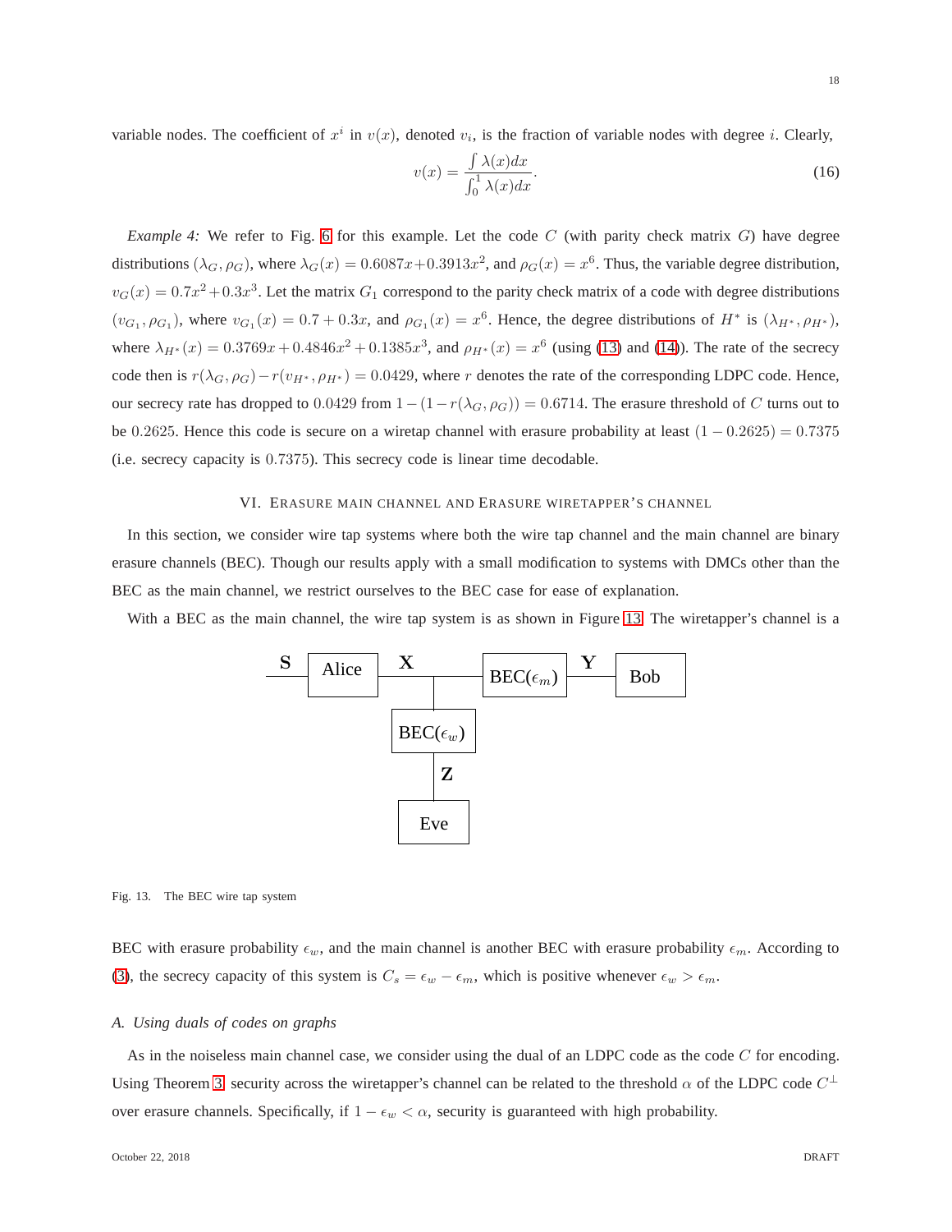variable nodes. The coefficient of $x^i$ in $v(x)$, denoted $v_i$, is the fraction of variable nodes with degree $i$. Clearly,

$$v(x) = \frac{\int \lambda(x)dx}{\int_0^1 \lambda(x)dx}. \tag{16}$$

*Example 4:* We refer to Fig. 6 for this example. Let the code $C$ (with parity check matrix $G$) have degree distributions $(\lambda_G, \rho_G)$, where $\lambda_G(x) = 0.6087x + 0.3913x^2$, and $\rho_G(x) = x^6$. Thus, the variable degree distribution, $v_G(x) = 0.7x^2 + 0.3x^3$. Let the matrix $G_1$ correspond to the parity check matrix of a code with degree distributions $(v_{G_1}, \rho_{G_1})$, where $v_{G_1}(x) = 0.7 + 0.3x$, and $\rho_{G_1}(x) = x^6$. Hence, the degree distributions of $H^*$ is $(\lambda_{H^*}, \rho_{H^*})$, where $\lambda_{H^*}(x) = 0.3769x + 0.4846x^2 + 0.1385x^3$, and $\rho_{H^*}(x) = x^6$ (using (13) and (14)). The rate of the secrecy code then is $r(\lambda_G, \rho_G) - r(v_{H^*}, \rho_{H^*}) = 0.0429$, where $r$ denotes the rate of the corresponding LDPC code. Hence, our secrecy rate has dropped to $0.0429$ from $1 - (1 - r(\lambda_G, \rho_G)) = 0.6714$. The erasure threshold of $C$ turns out to be $0.2625$. Hence this code is secure on a wiretap channel with erasure probability at least $(1 - 0.2625) = 0.7375$ (i.e. secrecy capacity is $0.7375$). This secrecy code is linear time decodable.

## VI. Erasure main channel and Erasure wiretapper's channel

In this section, we consider wire tap systems where both the wire tap channel and the main channel are binary erasure channels (BEC). Though our results apply with a small modification to systems with DMCs other than the BEC as the main channel, we restrict ourselves to the BEC case for ease of explanation.

With a BEC as the main channel, the wire tap system is as shown in Figure 13. The wiretapper's channel is a

S
Alice
X
BEC($\epsilon_m$)
Y
Bob
BEC($\epsilon_w$)
Z
Eve

Fig. 13. The BEC wire tap system

BEC with erasure probability $\epsilon_w$, and the main channel is another BEC with erasure probability $\epsilon_m$. According to (3), the secrecy capacity of this system is $C_s = \epsilon_w - \epsilon_m$, which is positive whenever $\epsilon_w > \epsilon_m$.

### A. Using duals of codes on graphs

As in the noiseless main channel case, we consider using the dual of an LDPC code as the code $C$ for encoding. Using Theorem 3, security across the wiretapper's channel can be related to the threshold $\alpha$ of the LDPC code $C^\perp$ over erasure channels. Specifically, if $1 - \epsilon_w < \alpha$, security is guaranteed with high probability.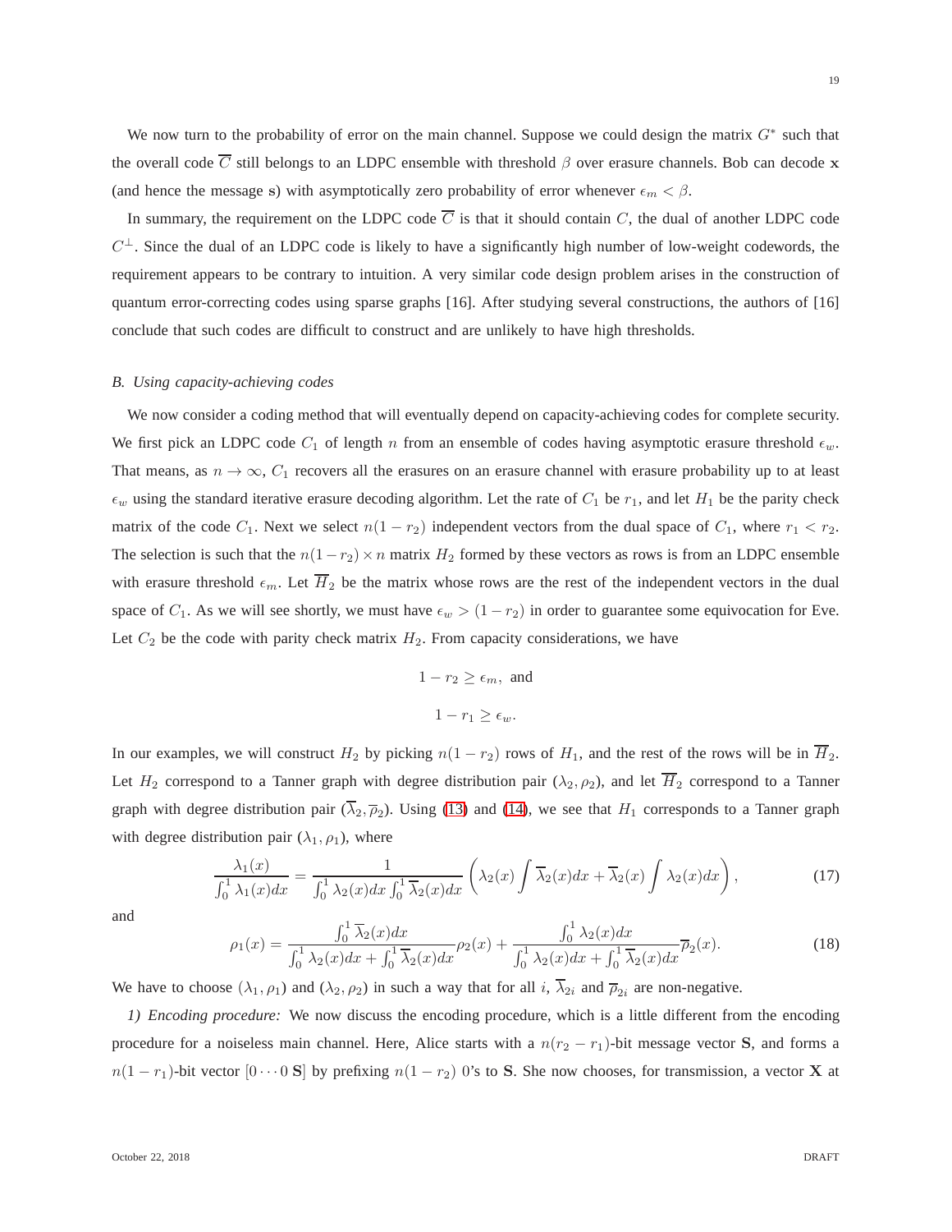We now turn to the probability of error on the main channel. Suppose we could design the matrix $G^*$ such that the overall code $\overline{C}$ still belongs to an LDPC ensemble with threshold $\beta$ over erasure channels. Bob can decode $\mathbf{x}$ (and hence the message $\mathbf{s}$) with asymptotically zero probability of error whenever $\epsilon_m < \beta$.

In summary, the requirement on the LDPC code $\overline{C}$ is that it should contain $C$, the dual of another LDPC code $C^\perp$. Since the dual of an LDPC code is likely to have a significantly high number of low-weight codewords, the requirement appears to be contrary to intuition. A very similar code design problem arises in the construction of quantum error-correcting codes using sparse graphs [16]. After studying several constructions, the authors of [16] conclude that such codes are difficult to construct and are unlikely to have high thresholds.

### *B. Using capacity-achieving codes*

We now consider a coding method that will eventually depend on capacity-achieving codes for complete security. We first pick an LDPC code $C_1$ of length $n$ from an ensemble of codes having asymptotic erasure threshold $\epsilon_w$. That means, as $n \to \infty$, $C_1$ recovers all the erasures on an erasure channel with erasure probability up to at least $\epsilon_w$ using the standard iterative erasure decoding algorithm. Let the rate of $C_1$ be $r_1$, and let $H_1$ be the parity check matrix of the code $C_1$. Next we select $n(1-r_2)$ independent vectors from the dual space of $C_1$, where $r_1 < r_2$. The selection is such that the $n(1-r_2) \times n$ matrix $H_2$ formed by these vectors as rows is from an LDPC ensemble with erasure threshold $\epsilon_m$. Let $\overline{H}_2$ be the matrix whose rows are the rest of the independent vectors in the dual space of $C_1$. As we will see shortly, we must have $\epsilon_w > (1-r_2)$ in order to guarantee some equivocation for Eve. Let $C_2$ be the code with parity check matrix $H_2$. From capacity considerations, we have

$$1 - r_2 \geq \epsilon_m, \text{ and}$$

$$1 - r_1 \geq \epsilon_w.$$

In our examples, we will construct $H_2$ by picking $n(1-r_2)$ rows of $H_1$, and the rest of the rows will be in $\overline{H}_2$. Let $H_2$ correspond to a Tanner graph with degree distribution pair $(\lambda_2, \rho_2)$, and let $\overline{H}_2$ correspond to a Tanner graph with degree distribution pair $(\overline{\lambda}_2, \overline{\rho}_2)$. Using (13) and (14), we see that $H_1$ corresponds to a Tanner graph with degree distribution pair $(\lambda_1, \rho_1)$, where

$$\frac{\lambda_1(x)}{\int_0^1 \lambda_1(x)dx} = \frac{1}{\int_0^1 \lambda_2(x)dx \int_0^1 \overline{\lambda}_2(x)dx} \left( \lambda_2(x) \int \overline{\lambda}_2(x)dx + \overline{\lambda}_2(x) \int \lambda_2(x)dx \right), \tag{17}$$

and

$$\rho_1(x) = \frac{\int_0^1 \overline{\lambda}_2(x)dx}{\int_0^1 \lambda_2(x)dx + \int_0^1 \overline{\lambda}_2(x)dx} \rho_2(x) + \frac{\int_0^1 \lambda_2(x)dx}{\int_0^1 \lambda_2(x)dx + \int_0^1 \overline{\lambda}_2(x)dx} \overline{\rho}_2(x). \tag{18}$$

We have to choose $(\lambda_1, \rho_1)$ and $(\lambda_2, \rho_2)$ in such a way that for all $i$, $\overline{\lambda}_{2i}$ and $\overline{\rho}_{2i}$ are non-negative.

*1) Encoding procedure:* We now discuss the encoding procedure, which is a little different from the encoding procedure for a noiseless main channel. Here, Alice starts with a $n(r_2 - r_1)$-bit message vector $\mathbf{S}$, and forms a $n(1-r_1)$-bit vector $[0 \cdots 0 \; \mathbf{S}]$ by prefixing $n(1-r_2)$ 0's to $\mathbf{S}$. She now chooses, for transmission, a vector $\mathbf{X}$ at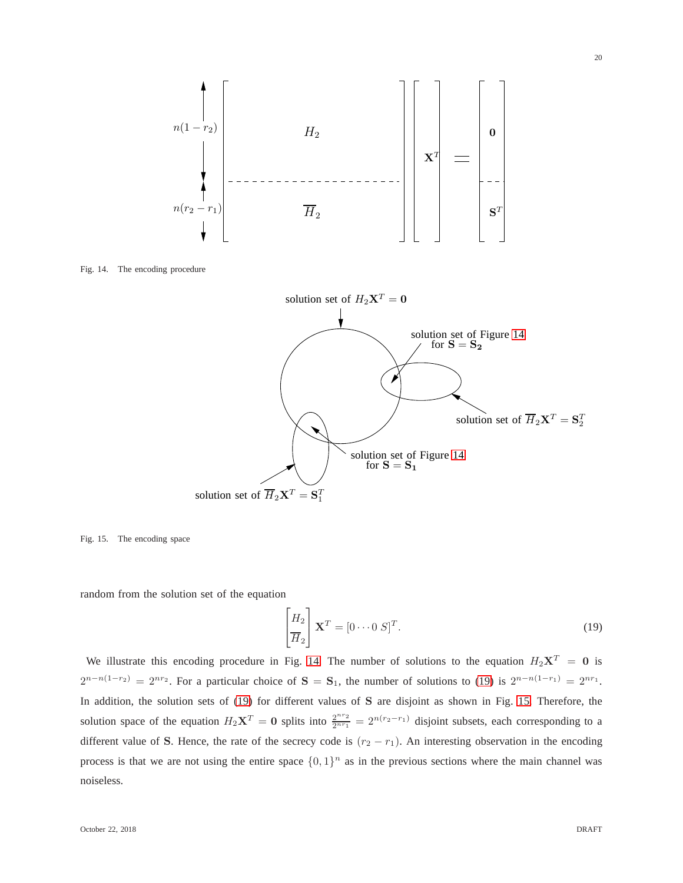$n(1-r_2)$

$H_2$

$\mathbf{X}^T$

$=$

$\mathbf{0}$

$n(r_2-r_1)$

$\overline{H}_2$

$\mathbf{S}^T$

Fig. 14. The encoding procedure

solution set of $H_2\mathbf{X}^T = \mathbf{0}$

solution set of Figure 14 for $\mathbf{S} = \mathbf{S_2}$

solution set of $\overline{H}_2\mathbf{X}^T = \mathbf{S}_2^T$

solution set of Figure 14 for $\mathbf{S} = \mathbf{S_1}$

solution set of $\overline{H}_2\mathbf{X}^T = \mathbf{S}_1^T$

Fig. 15. The encoding space

random from the solution set of the equation

$$\begin{bmatrix} H_2 \\ \overline{H}_2 \end{bmatrix} \mathbf{X}^T = [0 \cdots 0 \ S]^T. \tag{19}$$

We illustrate this encoding procedure in Fig. 14. The number of solutions to the equation $H_2\mathbf{X}^T = \mathbf{0}$ is $2^{n-n(1-r_2)} = 2^{nr_2}$. For a particular choice of $\mathbf{S} = \mathbf{S}_1$, the number of solutions to (19) is $2^{n-n(1-r_1)} = 2^{nr_1}$. In addition, the solution sets of (19) for different values of $\mathbf{S}$ are disjoint as shown in Fig. 15. Therefore, the solution space of the equation $H_2\mathbf{X}^T = \mathbf{0}$ splits into $\frac{2^{nr_2}}{2^{nr_1}} = 2^{n(r_2-r_1)}$ disjoint subsets, each corresponding to a different value of $\mathbf{S}$. Hence, the rate of the secrecy code is $(r_2 - r_1)$. An interesting observation in the encoding process is that we are not using the entire space $\{0,1\}^n$ as in the previous sections where the main channel was noiseless.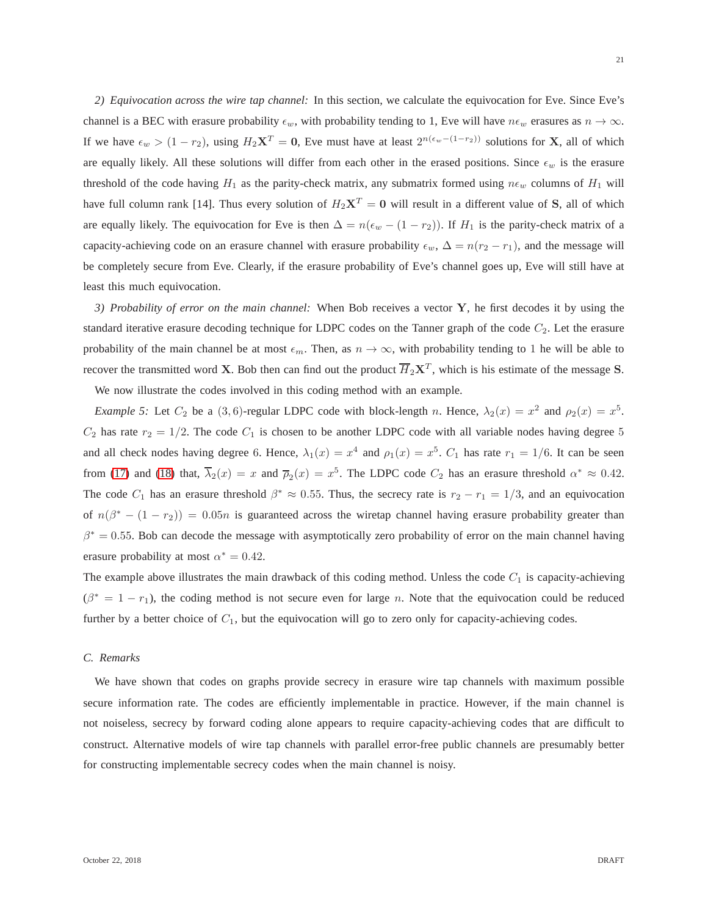*2) Equivocation across the wire tap channel:* In this section, we calculate the equivocation for Eve. Since Eve's channel is a BEC with erasure probability $\epsilon_w$, with probability tending to 1, Eve will have $n\epsilon_w$ erasures as $n \to \infty$. If we have $\epsilon_w > (1 - r_2)$, using $H_2\mathbf{X}^T = \mathbf{0}$, Eve must have at least $2^{n(\epsilon_w - (1-r_2))}$ solutions for $\mathbf{X}$, all of which are equally likely. All these solutions will differ from each other in the erased positions. Since $\epsilon_w$ is the erasure threshold of the code having $H_1$ as the parity-check matrix, any submatrix formed using $n\epsilon_w$ columns of $H_1$ will have full column rank [14]. Thus every solution of $H_2\mathbf{X}^T = \mathbf{0}$ will result in a different value of $\mathbf{S}$, all of which are equally likely. The equivocation for Eve is then $\Delta = n(\epsilon_w - (1 - r_2))$. If $H_1$ is the parity-check matrix of a capacity-achieving code on an erasure channel with erasure probability $\epsilon_w$, $\Delta = n(r_2 - r_1)$, and the message will be completely secure from Eve. Clearly, if the erasure probability of Eve's channel goes up, Eve will still have at least this much equivocation.

*3) Probability of error on the main channel:* When Bob receives a vector $\mathbf{Y}$, he first decodes it by using the standard iterative erasure decoding technique for LDPC codes on the Tanner graph of the code $C_2$. Let the erasure probability of the main channel be at most $\epsilon_m$. Then, as $n \to \infty$, with probability tending to 1 he will be able to recover the transmitted word $\mathbf{X}$. Bob then can find out the product $\overline{H}_2\mathbf{X}^T$, which is his estimate of the message $\mathbf{S}$.

We now illustrate the codes involved in this coding method with an example.

*Example 5:* Let $C_2$ be a $(3, 6)$-regular LDPC code with block-length $n$. Hence, $\lambda_2(x) = x^2$ and $\rho_2(x) = x^5$. $C_2$ has rate $r_2 = 1/2$. The code $C_1$ is chosen to be another LDPC code with all variable nodes having degree 5 and all check nodes having degree 6. Hence, $\lambda_1(x) = x^4$ and $\rho_1(x) = x^5$. $C_1$ has rate $r_1 = 1/6$. It can be seen from (17) and (18) that, $\overline{\lambda}_2(x) = x$ and $\overline{\rho}_2(x) = x^5$. The LDPC code $C_2$ has an erasure threshold $\alpha^* \approx 0.42$. The code $C_1$ has an erasure threshold $\beta^* \approx 0.55$. Thus, the secrecy rate is $r_2 - r_1 = 1/3$, and an equivocation of $n(\beta^* - (1 - r_2)) = 0.05n$ is guaranteed across the wiretap channel having erasure probability greater than $\beta^* = 0.55$. Bob can decode the message with asymptotically zero probability of error on the main channel having erasure probability at most $\alpha^* = 0.42$.

The example above illustrates the main drawback of this coding method. Unless the code $C_1$ is capacity-achieving ($\beta^* = 1 - r_1$), the coding method is not secure even for large $n$. Note that the equivocation could be reduced further by a better choice of $C_1$, but the equivocation will go to zero only for capacity-achieving codes.

### C. Remarks

We have shown that codes on graphs provide secrecy in erasure wire tap channels with maximum possible secure information rate. The codes are efficiently implementable in practice. However, if the main channel is not noiseless, secrecy by forward coding alone appears to require capacity-achieving codes that are difficult to construct. Alternative models of wire tap channels with parallel error-free public channels are presumably better for constructing implementable secrecy codes when the main channel is noisy.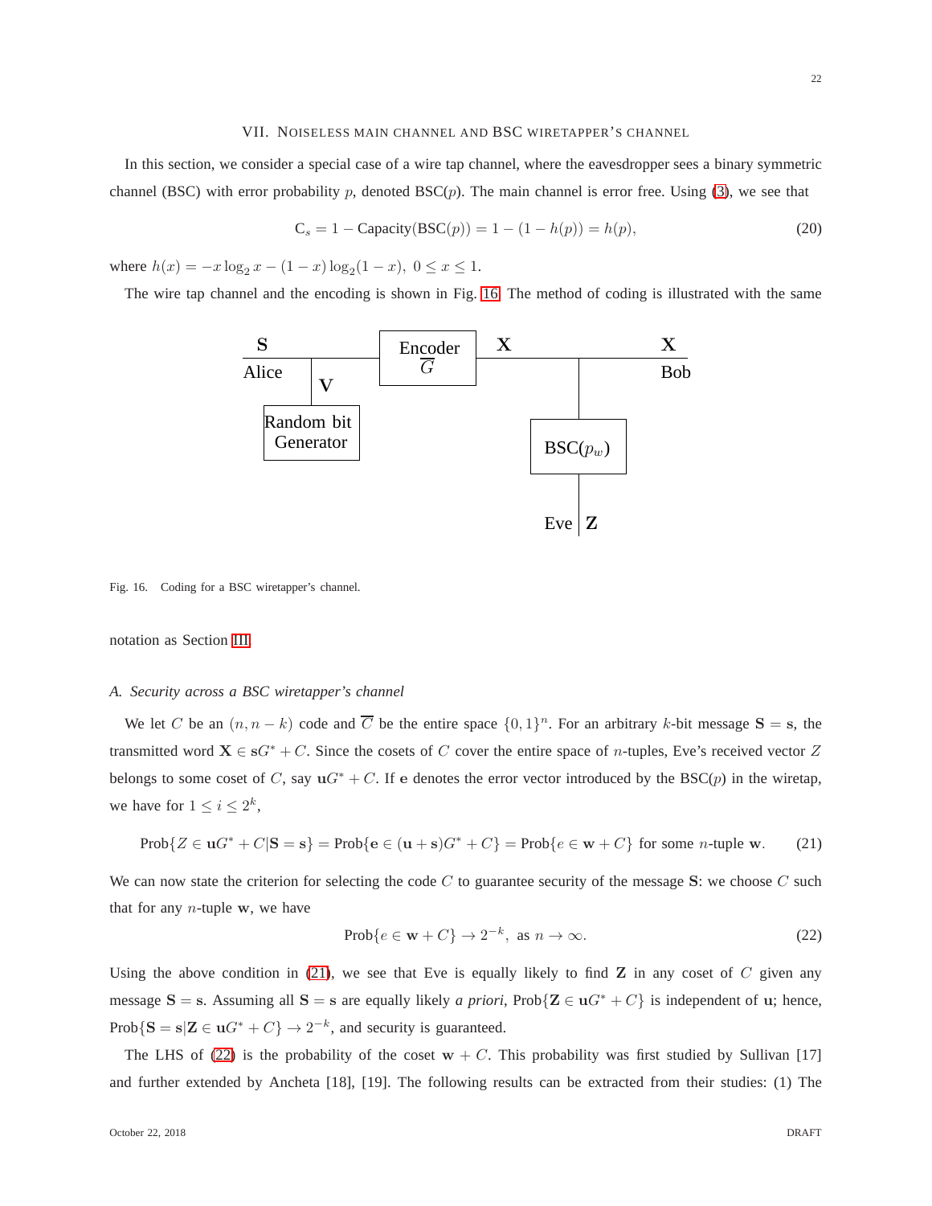## VII. Noiseless main channel and BSC wiretapper's channel

In this section, we consider a special case of a wire tap channel, where the eavesdropper sees a binary symmetric channel (BSC) with error probability $p$, denoted BSC($p$). The main channel is error free. Using (3), we see that

$$\mathrm{C}_s = 1 - \text{Capacity}(\text{BSC}(p)) = 1 - (1 - h(p)) = h(p), \tag{20}$$

where $h(x) = -x \log_2 x - (1-x)\log_2(1-x),\ 0 \le x \le 1$.

The wire tap channel and the encoding is shown in Fig. 16. The method of coding is illustrated with the same notation as Section III.

S
Alice
V
Random bit Generator
Encoder $\overline{G}$
X
X
Bob
BSC($p_w$)
Eve
Z

Fig. 16. Coding for a BSC wiretapper's channel.

### A. Security across a BSC wiretapper's channel

We let $C$ be an $(n, n-k)$ code and $\overline{C}$ be the entire space $\{0,1\}^n$. For an arbitrary $k$-bit message $\mathbf{S} = \mathbf{s}$, the transmitted word $\mathbf{X} \in \mathbf{s}G^* + C$. Since the cosets of $C$ cover the entire space of $n$-tuples, Eve's received vector $Z$ belongs to some coset of $C$, say $\mathbf{u}G^* + C$. If $\mathbf{e}$ denotes the error vector introduced by the BSC($p$) in the wiretap, we have for $1 \le i \le 2^k$,

$$\text{Prob}\{Z \in \mathbf{u}G^* + C | \mathbf{S} = \mathbf{s}\} = \text{Prob}\{\mathbf{e} \in (\mathbf{u} + \mathbf{s})G^* + C\} = \text{Prob}\{e \in \mathbf{w} + C\} \text{ for some } n\text{-tuple } \mathbf{w}. \tag{21}$$

We can now state the criterion for selecting the code $C$ to guarantee security of the message $\mathbf{S}$: we choose $C$ such that for any $n$-tuple $\mathbf{w}$, we have

$$\text{Prob}\{e \in \mathbf{w} + C\} \to 2^{-k}, \text{ as } n \to \infty. \tag{22}$$

Using the above condition in (21), we see that Eve is equally likely to find $\mathbf{Z}$ in any coset of $C$ given any message $\mathbf{S} = \mathbf{s}$. Assuming all $\mathbf{S} = \mathbf{s}$ are equally likely *a priori*, $\text{Prob}\{\mathbf{Z} \in \mathbf{u}G^* + C\}$ is independent of $\mathbf{u}$; hence, $\text{Prob}\{\mathbf{S} = \mathbf{s} | \mathbf{Z} \in \mathbf{u}G^* + C\} \to 2^{-k}$, and security is guaranteed.

The LHS of (22) is the probability of the coset $\mathbf{w} + C$. This probability was first studied by Sullivan [17] and further extended by Ancheta [18], [19]. The following results can be extracted from their studies: (1) The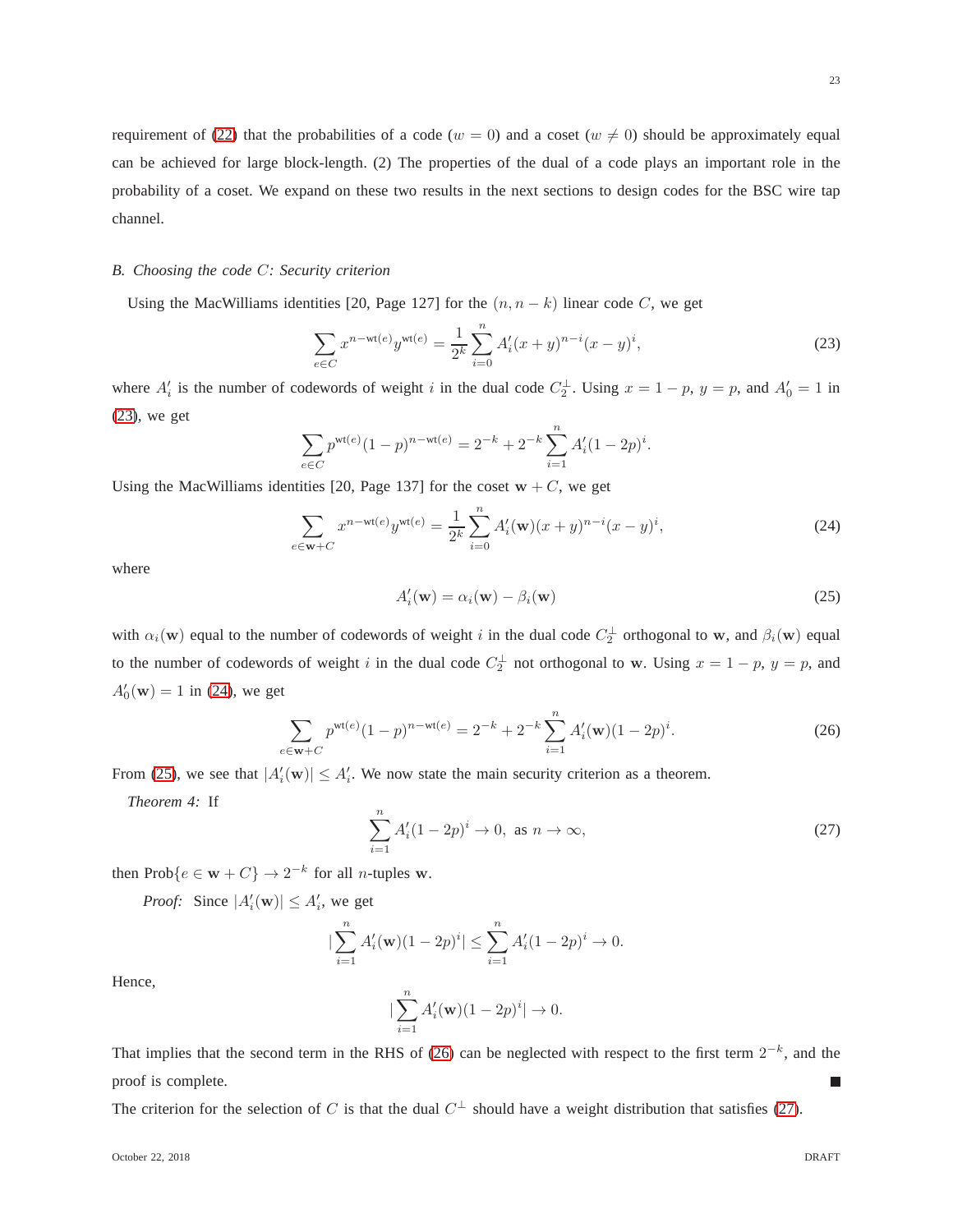requirement of (22) that the probabilities of a code ($w = 0$) and a coset ($w \neq 0$) should be approximately equal can be achieved for large block-length. (2) The properties of the dual of a code plays an important role in the probability of a coset. We expand on these two results in the next sections to design codes for the BSC wire tap channel.

### B. Choosing the code $C$: Security criterion

Using the MacWilliams identities [20, Page 127] for the $(n, n-k)$ linear code $C$, we get

$$\sum_{e \in C} x^{n-\mathrm{wt}(e)} y^{\mathrm{wt}(e)} = \frac{1}{2^k} \sum_{i=0}^{n} A'_i (x+y)^{n-i} (x-y)^i, \tag{23}$$

where $A'_i$ is the number of codewords of weight $i$ in the dual code $C_2^{\perp}$. Using $x = 1-p$, $y = p$, and $A'_0 = 1$ in (23), we get

$$\sum_{e \in C} p^{\mathrm{wt}(e)} (1-p)^{n-\mathrm{wt}(e)} = 2^{-k} + 2^{-k} \sum_{i=1}^{n} A'_i (1-2p)^i.$$

Using the MacWilliams identities [20, Page 137] for the coset $\mathbf{w} + C$, we get

$$\sum_{e \in \mathbf{w}+C} x^{n-\mathrm{wt}(e)} y^{\mathrm{wt}(e)} = \frac{1}{2^k} \sum_{i=0}^{n} A'_i(\mathbf{w}) (x+y)^{n-i} (x-y)^i, \tag{24}$$

where

$$A'_i(\mathbf{w}) = \alpha_i(\mathbf{w}) - \beta_i(\mathbf{w}) \tag{25}$$

with $\alpha_i(\mathbf{w})$ equal to the number of codewords of weight $i$ in the dual code $C_2^{\perp}$ orthogonal to $\mathbf{w}$, and $\beta_i(\mathbf{w})$ equal to the number of codewords of weight $i$ in the dual code $C_2^{\perp}$ not orthogonal to $\mathbf{w}$. Using $x = 1-p$, $y = p$, and $A'_0(\mathbf{w}) = 1$ in (24), we get

$$\sum_{e \in \mathbf{w}+C} p^{\mathrm{wt}(e)} (1-p)^{n-\mathrm{wt}(e)} = 2^{-k} + 2^{-k} \sum_{i=1}^{n} A'_i(\mathbf{w}) (1-2p)^i. \tag{26}$$

From (25), we see that $|A'_i(\mathbf{w})| \leq A'_i$. We now state the main security criterion as a theorem.

*Theorem 4:* If

$$\sum_{i=1}^{n} A'_i (1-2p)^i \to 0, \text{ as } n \to \infty, \tag{27}$$

then $\mathrm{Prob}\{e \in \mathbf{w} + C\} \to 2^{-k}$ for all $n$-tuples $\mathbf{w}$.

*Proof:* Since $|A'_i(\mathbf{w})| \leq A'_i$, we get

$$\left|\sum_{i=1}^{n} A'_i(\mathbf{w})(1-2p)^i\right| \leq \sum_{i=1}^{n} A'_i (1-2p)^i \to 0.$$

Hence,

$$\left|\sum_{i=1}^{n} A'_i(\mathbf{w})(1-2p)^i\right| \to 0.$$

That implies that the second term in the RHS of (26) can be neglected with respect to the first term $2^{-k}$, and the proof is complete. ■

The criterion for the selection of $C$ is that the dual $C^{\perp}$ should have a weight distribution that satisfies (27).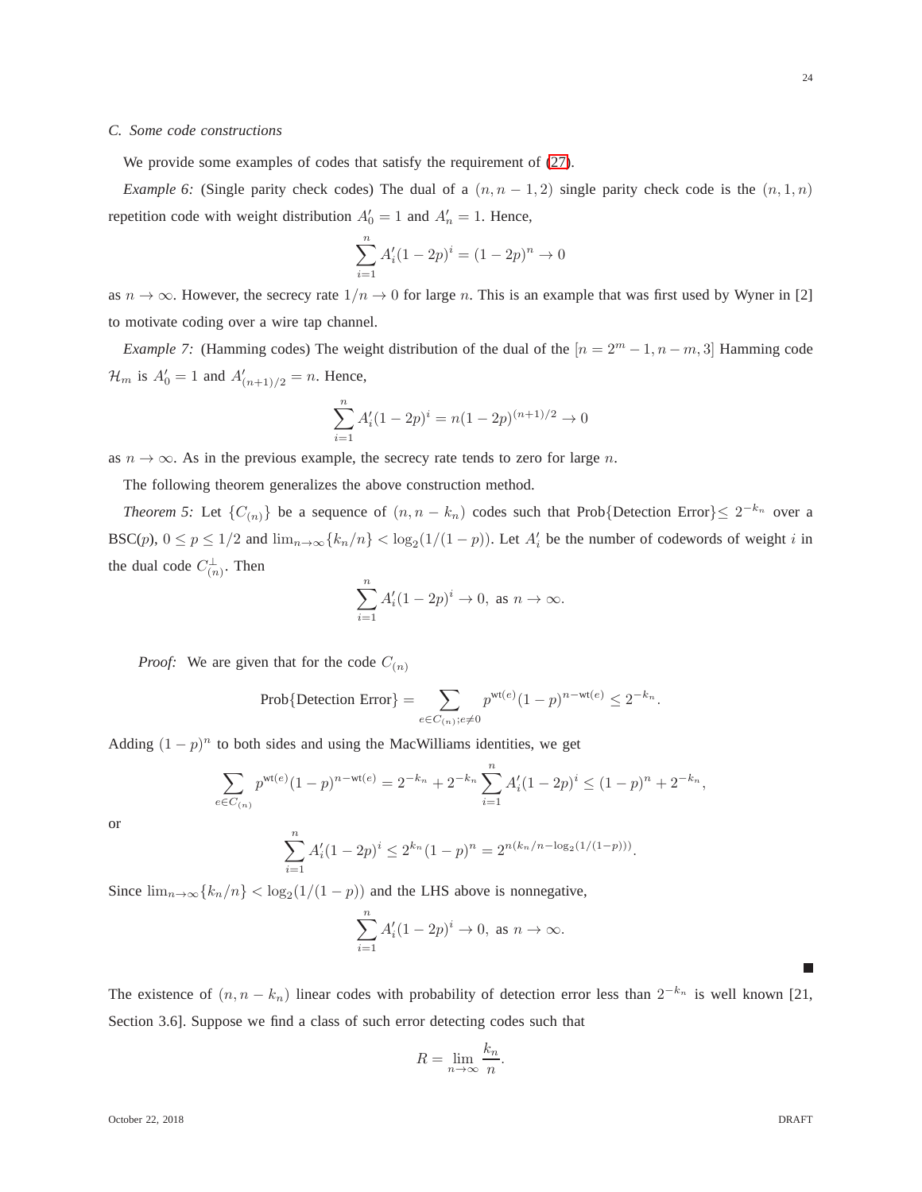### C. Some code constructions

We provide some examples of codes that satisfy the requirement of (27).

*Example 6:* (Single parity check codes) The dual of a $(n, n-1, 2)$ single parity check code is the $(n, 1, n)$ repetition code with weight distribution $A'_0 = 1$ and $A'_n = 1$. Hence,

$$\sum_{i=1}^{n} A'_i (1-2p)^i = (1-2p)^n \to 0$$

as $n \to \infty$. However, the secrecy rate $1/n \to 0$ for large $n$. This is an example that was first used by Wyner in [2] to motivate coding over a wire tap channel.

*Example 7:* (Hamming codes) The weight distribution of the dual of the $[n = 2^m - 1, n-m, 3]$ Hamming code $\mathcal{H}_m$ is $A'_0 = 1$ and $A'_{(n+1)/2} = n$. Hence,

$$\sum_{i=1}^{n} A'_i (1-2p)^i = n(1-2p)^{(n+1)/2} \to 0$$

as $n \to \infty$. As in the previous example, the secrecy rate tends to zero for large $n$.

The following theorem generalizes the above construction method.

*Theorem 5:* Let $\{C_{(n)}\}$ be a sequence of $(n, n-k_n)$ codes such that Prob{Detection Error}$\leq 2^{-k_n}$ over a BSC($p$), $0 \leq p \leq 1/2$ and $\lim_{n\to\infty}\{k_n/n\} < \log_2(1/(1-p))$. Let $A'_i$ be the number of codewords of weight $i$ in the dual code $C^{\perp}_{(n)}$. Then

$$\sum_{i=1}^{n} A'_i (1-2p)^i \to 0, \text{ as } n \to \infty.$$

*Proof:* We are given that for the code $C_{(n)}$

$$\text{Prob}\{\text{Detection Error}\} = \sum_{e \in C_{(n)}; e \neq 0} p^{\text{wt}(e)}(1-p)^{n-\text{wt}(e)} \leq 2^{-k_n}.$$

Adding $(1-p)^n$ to both sides and using the MacWilliams identities, we get

$$\sum_{e \in C_{(n)}} p^{\text{wt}(e)}(1-p)^{n-\text{wt}(e)} = 2^{-k_n} + 2^{-k_n}\sum_{i=1}^{n} A'_i (1-2p)^i \leq (1-p)^n + 2^{-k_n},$$

or

$$\sum_{i=1}^{n} A'_i (1-2p)^i \leq 2^{k_n}(1-p)^n = 2^{n(k_n/n - \log_2(1/(1-p)))}.$$

Since $\lim_{n\to\infty}\{k_n/n\} < \log_2(1/(1-p))$ and the LHS above is nonnegative,

$$\sum_{i=1}^{n} A'_i (1-2p)^i \to 0, \text{ as } n \to \infty.$$

■

The existence of $(n, n-k_n)$ linear codes with probability of detection error less than $2^{-k_n}$ is well known [21, Section 3.6]. Suppose we find a class of such error detecting codes such that

$$R = \lim_{n\to\infty} \frac{k_n}{n}.$$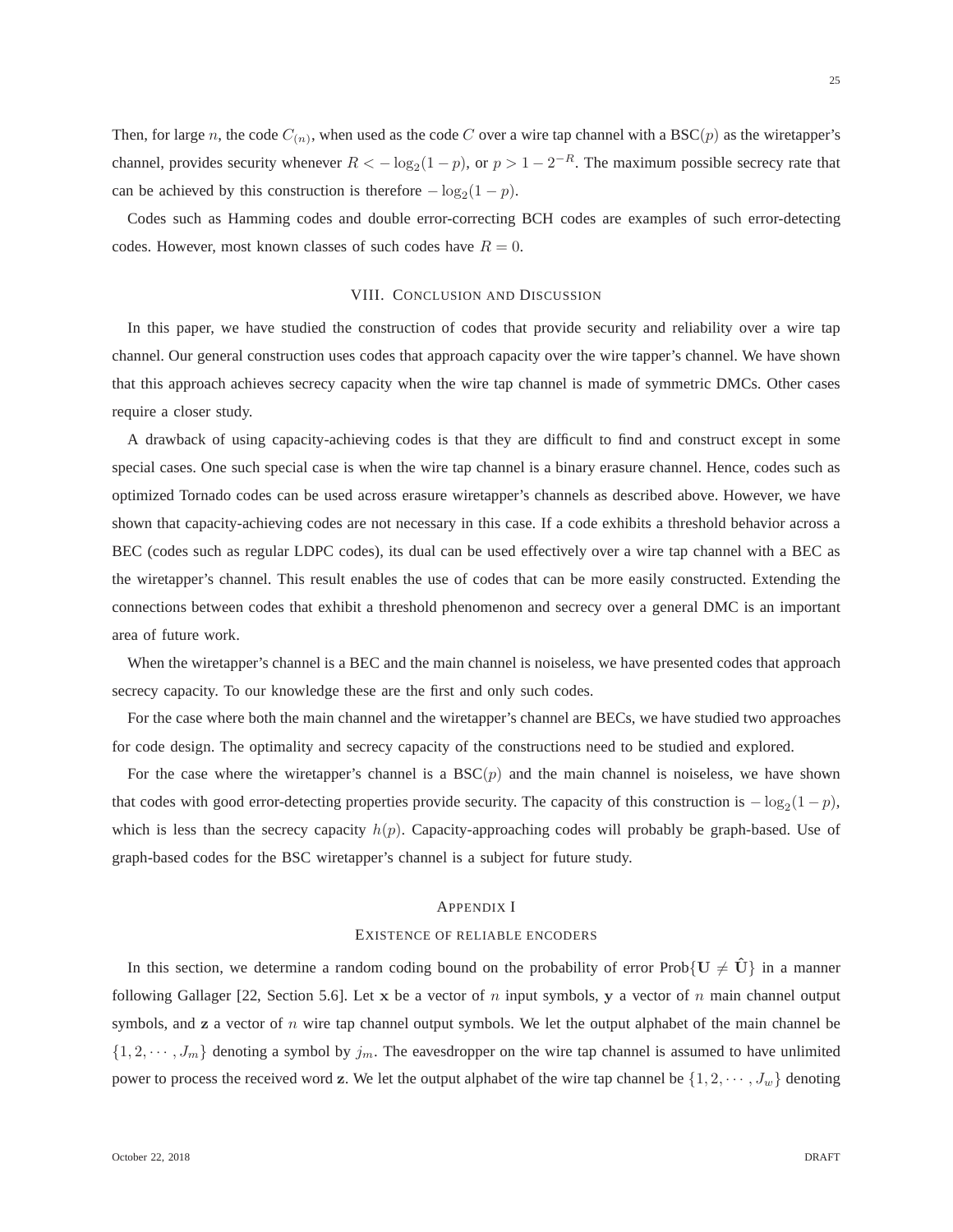Then, for large $n$, the code $C_{(n)}$, when used as the code $C$ over a wire tap channel with a BSC($p$) as the wiretapper's channel, provides security whenever $R < -\log_2(1-p)$, or $p > 1 - 2^{-R}$. The maximum possible secrecy rate that can be achieved by this construction is therefore $-\log_2(1-p)$.

Codes such as Hamming codes and double error-correcting BCH codes are examples of such error-detecting codes. However, most known classes of such codes have $R = 0$.

## VIII. Conclusion and Discussion

In this paper, we have studied the construction of codes that provide security and reliability over a wire tap channel. Our general construction uses codes that approach capacity over the wire tapper's channel. We have shown that this approach achieves secrecy capacity when the wire tap channel is made of symmetric DMCs. Other cases require a closer study.

A drawback of using capacity-achieving codes is that they are difficult to find and construct except in some special cases. One such special case is when the wire tap channel is a binary erasure channel. Hence, codes such as optimized Tornado codes can be used across erasure wiretapper's channels as described above. However, we have shown that capacity-achieving codes are not necessary in this case. If a code exhibits a threshold behavior across a BEC (codes such as regular LDPC codes), its dual can be used effectively over a wire tap channel with a BEC as the wiretapper's channel. This result enables the use of codes that can be more easily constructed. Extending the connections between codes that exhibit a threshold phenomenon and secrecy over a general DMC is an important area of future work.

When the wiretapper's channel is a BEC and the main channel is noiseless, we have presented codes that approach secrecy capacity. To our knowledge these are the first and only such codes.

For the case where both the main channel and the wiretapper's channel are BECs, we have studied two approaches for code design. The optimality and secrecy capacity of the constructions need to be studied and explored.

For the case where the wiretapper's channel is a BSC($p$) and the main channel is noiseless, we have shown that codes with good error-detecting properties provide security. The capacity of this construction is $-\log_2(1-p)$, which is less than the secrecy capacity $h(p)$. Capacity-approaching codes will probably be graph-based. Use of graph-based codes for the BSC wiretapper's channel is a subject for future study.

## Appendix I

### Existence of Reliable Encoders

In this section, we determine a random coding bound on the probability of error Prob$\{\mathbf{U} \neq \hat{\mathbf{U}}\}$ in a manner following Gallager [22, Section 5.6]. Let $\mathbf{x}$ be a vector of $n$ input symbols, $\mathbf{y}$ a vector of $n$ main channel output symbols, and $\mathbf{z}$ a vector of $n$ wire tap channel output symbols. We let the output alphabet of the main channel be $\{1, 2, \cdots, J_m\}$ denoting a symbol by $j_m$. The eavesdropper on the wire tap channel is assumed to have unlimited power to process the received word $\mathbf{z}$. We let the output alphabet of the wire tap channel be $\{1, 2, \cdots, J_w\}$ denoting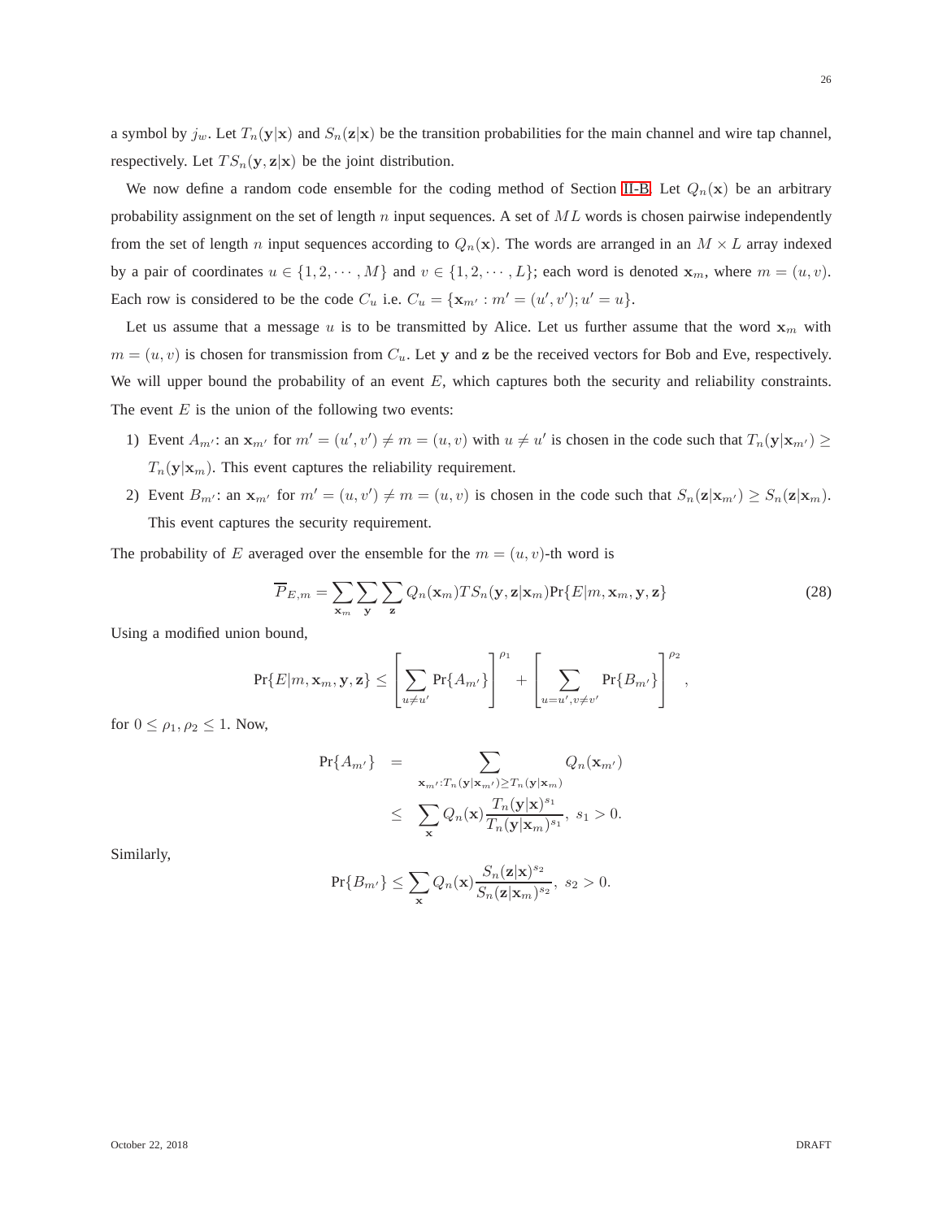a symbol by $j_w$. Let $T_n(\mathbf{y}|\mathbf{x})$ and $S_n(\mathbf{z}|\mathbf{x})$ be the transition probabilities for the main channel and wire tap channel, respectively. Let $TS_n(\mathbf{y}, \mathbf{z}|\mathbf{x})$ be the joint distribution.

We now define a random code ensemble for the coding method of Section II-B. Let $Q_n(\mathbf{x})$ be an arbitrary probability assignment on the set of length $n$ input sequences. A set of $ML$ words is chosen pairwise independently from the set of length $n$ input sequences according to $Q_n(\mathbf{x})$. The words are arranged in an $M \times L$ array indexed by a pair of coordinates $u \in \{1, 2, \cdots, M\}$ and $v \in \{1, 2, \cdots, L\}$; each word is denoted $\mathbf{x}_m$, where $m = (u, v)$. Each row is considered to be the code $C_u$ i.e. $C_u = \{\mathbf{x}_{m'} : m' = (u', v'); u' = u\}$.

Let us assume that a message $u$ is to be transmitted by Alice. Let us further assume that the word $\mathbf{x}_m$ with $m = (u, v)$ is chosen for transmission from $C_u$. Let $\mathbf{y}$ and $\mathbf{z}$ be the received vectors for Bob and Eve, respectively. We will upper bound the probability of an event $E$, which captures both the security and reliability constraints. The event $E$ is the union of the following two events:

1) Event $A_{m'}$: an $\mathbf{x}_{m'}$ for $m' = (u', v') \neq m = (u, v)$ with $u \neq u'$ is chosen in the code such that $T_n(\mathbf{y}|\mathbf{x}_{m'}) \geq T_n(\mathbf{y}|\mathbf{x}_m)$. This event captures the reliability requirement.
2) Event $B_{m'}$: an $\mathbf{x}_{m'}$ for $m' = (u, v') \neq m = (u, v)$ is chosen in the code such that $S_n(\mathbf{z}|\mathbf{x}_{m'}) \geq S_n(\mathbf{z}|\mathbf{x}_m)$. This event captures the security requirement.

The probability of $E$ averaged over the ensemble for the $m = (u, v)$-th word is

$$\overline{P}_{E,m} = \sum_{\mathbf{x}_m} \sum_{\mathbf{y}} \sum_{\mathbf{z}} Q_n(\mathbf{x}_m) TS_n(\mathbf{y}, \mathbf{z}|\mathbf{x}_m) \text{Pr}\{E|m, \mathbf{x}_m, \mathbf{y}, \mathbf{z}\} \tag{28}$$

Using a modified union bound,

$$\text{Pr}\{E|m, \mathbf{x}_m, \mathbf{y}, \mathbf{z}\} \leq \left[ \sum_{u \neq u'} \text{Pr}\{A_{m'}\} \right]^{\rho_1} + \left[ \sum_{u = u', v \neq v'} \text{Pr}\{B_{m'}\} \right]^{\rho_2},$$

for $0 \leq \rho_1, \rho_2 \leq 1$. Now,

$$\begin{aligned}
\text{Pr}\{A_{m'}\} &= \sum_{\mathbf{x}_{m'} : T_n(\mathbf{y}|\mathbf{x}_{m'}) \geq T_n(\mathbf{y}|\mathbf{x}_m)} Q_n(\mathbf{x}_{m'}) \\
&\leq \sum_{\mathbf{x}} Q_n(\mathbf{x}) \frac{T_n(\mathbf{y}|\mathbf{x})^{s_1}}{T_n(\mathbf{y}|\mathbf{x}_m)^{s_1}}, \; s_1 > 0.
\end{aligned}$$

Similarly,

$$\text{Pr}\{B_{m'}\} \leq \sum_{\mathbf{x}} Q_n(\mathbf{x}) \frac{S_n(\mathbf{z}|\mathbf{x})^{s_2}}{S_n(\mathbf{z}|\mathbf{x}_m)^{s_2}}, \; s_2 > 0.$$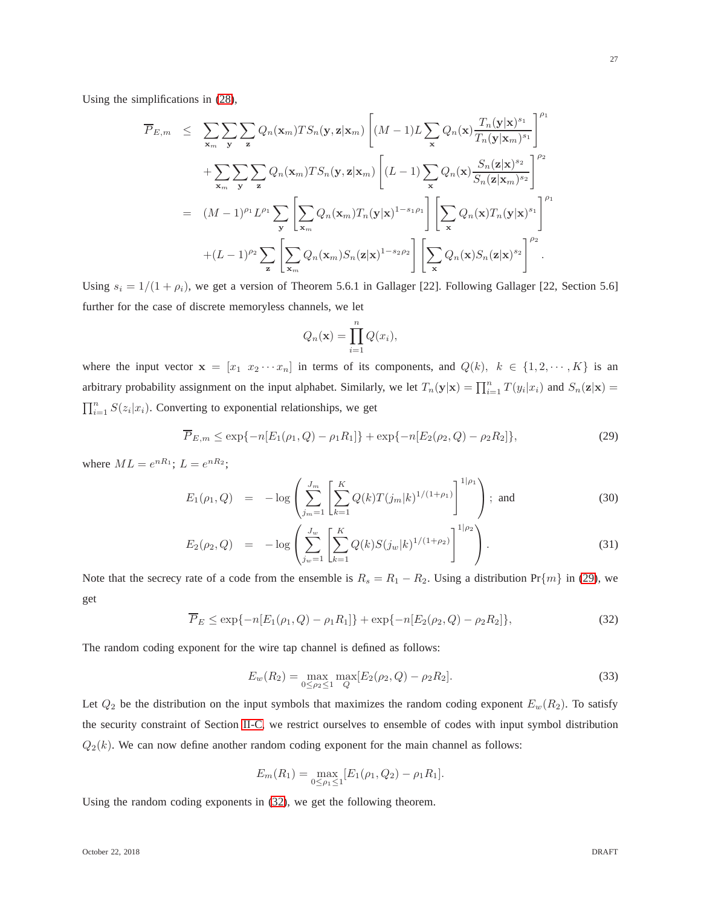Using the simplifications in (28),

$$
\begin{aligned}
\overline{P}_{E,m} \leq & \sum_{\mathbf{x}_m}\sum_{\mathbf{y}}\sum_{\mathbf{z}} Q_n(\mathbf{x}_m) TS_n(\mathbf{y},\mathbf{z}|\mathbf{x}_m) \left[(M-1)L \sum_{\mathbf{x}} Q_n(\mathbf{x}) \frac{T_n(\mathbf{y}|\mathbf{x})^{s_1}}{T_n(\mathbf{y}|\mathbf{x}_m)^{s_1}}\right]^{\rho_1} \\
& + \sum_{\mathbf{x}_m}\sum_{\mathbf{y}}\sum_{\mathbf{z}} Q_n(\mathbf{x}_m) TS_n(\mathbf{y},\mathbf{z}|\mathbf{x}_m) \left[(L-1) \sum_{\mathbf{x}} Q_n(\mathbf{x}) \frac{S_n(\mathbf{z}|\mathbf{x})^{s_2}}{S_n(\mathbf{z}|\mathbf{x}_m)^{s_2}}\right]^{\rho_2} \\
= & (M-1)^{\rho_1} L^{\rho_1} \sum_{\mathbf{y}} \left[\sum_{\mathbf{x}_m} Q_n(\mathbf{x}_m) T_n(\mathbf{y}|\mathbf{x})^{1-s_1\rho_1}\right] \left[\sum_{\mathbf{x}} Q_n(\mathbf{x}) T_n(\mathbf{y}|\mathbf{x})^{s_1}\right]^{\rho_1} \\
& + (L-1)^{\rho_2} \sum_{\mathbf{z}} \left[\sum_{\mathbf{x}_m} Q_n(\mathbf{x}_m) S_n(\mathbf{z}|\mathbf{x})^{1-s_2\rho_2}\right] \left[\sum_{\mathbf{x}} Q_n(\mathbf{x}) S_n(\mathbf{z}|\mathbf{x})^{s_2}\right]^{\rho_2}.
\end{aligned}
$$

Using $s_i = 1/(1+\rho_i)$, we get a version of Theorem 5.6.1 in Gallager [22]. Following Gallager [22, Section 5.6] further for the case of discrete memoryless channels, we let

$$
Q_n(\mathbf{x}) = \prod_{i=1}^{n} Q(x_i),
$$

where the input vector $\mathbf{x} = [x_1 \ x_2 \cdots x_n]$ in terms of its components, and $Q(k), \ k \in \{1, 2, \cdots, K\}$ is an arbitrary probability assignment on the input alphabet. Similarly, we let $T_n(\mathbf{y}|\mathbf{x}) = \prod_{i=1}^{n} T(y_i|x_i)$ and $S_n(\mathbf{z}|\mathbf{x}) = \prod_{i=1}^{n} S(z_i|x_i)$. Converting to exponential relationships, we get

$$
\overline{P}_{E,m} \leq \exp\{-n[E_1(\rho_1, Q) - \rho_1 R_1]\} + \exp\{-n[E_2(\rho_2, Q) - \rho_2 R_2]\}, \tag{29}
$$

where $ML = e^{nR_1}$; $L = e^{nR_2}$;

$$
E_1(\rho_1, Q) = -\log\left(\sum_{j_m=1}^{J_m}\left[\sum_{k=1}^{K} Q(k) T(j_m|k)^{1/(1+\rho_1)}\right]^{1|\rho_1}\right); \text{ and} \tag{30}
$$

$$
E_2(\rho_2, Q) = -\log\left(\sum_{j_w=1}^{J_w}\left[\sum_{k=1}^{K} Q(k) S(j_w|k)^{1/(1+\rho_2)}\right]^{1|\rho_2}\right). \tag{31}
$$

Note that the secrecy rate of a code from the ensemble is $R_s = R_1 - R_2$. Using a distribution $\Pr\{m\}$ in (29), we get

$$
\overline{P}_E \leq \exp\{-n[E_1(\rho_1, Q) - \rho_1 R_1]\} + \exp\{-n[E_2(\rho_2, Q) - \rho_2 R_2]\}, \tag{32}
$$

The random coding exponent for the wire tap channel is defined as follows:

$$
E_w(R_2) = \max_{0 \leq \rho_2 \leq 1} \max_{Q} [E_2(\rho_2, Q) - \rho_2 R_2]. \tag{33}
$$

Let $Q_2$ be the distribution on the input symbols that maximizes the random coding exponent $E_w(R_2)$. To satisfy the security constraint of Section II-C, we restrict ourselves to ensemble of codes with input symbol distribution $Q_2(k)$. We can now define another random coding exponent for the main channel as follows:

$$
E_m(R_1) = \max_{0 \leq \rho_1 \leq 1} [E_1(\rho_1, Q_2) - \rho_1 R_1].
$$

Using the random coding exponents in (32), we get the following theorem.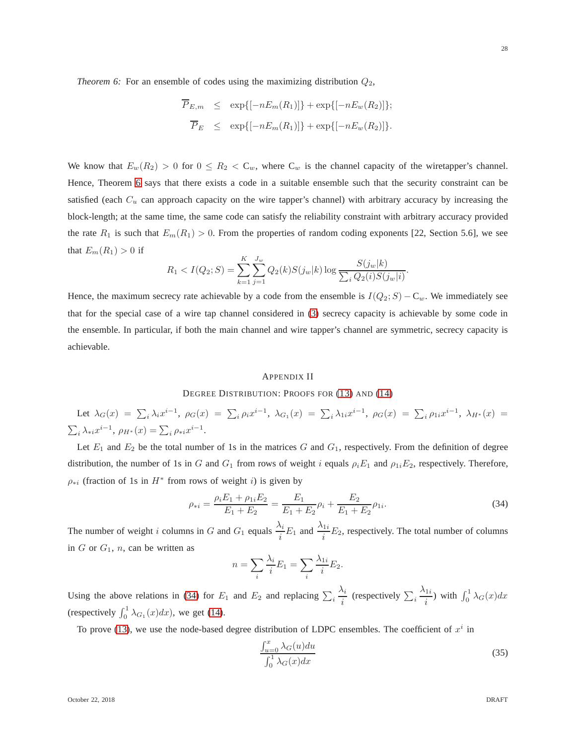*Theorem 6:* For an ensemble of codes using the maximizing distribution $Q_2$,

$$\begin{aligned}
\overline{P}_{E,m} &\leq \exp\{[-nE_m(R_1)]\} + \exp\{[-nE_w(R_2)]\}; \\
\overline{P}_{E} &\leq \exp\{[-nE_m(R_1)]\} + \exp\{[-nE_w(R_2)]\}.
\end{aligned}$$

We know that $E_w(R_2) > 0$ for $0 \leq R_2 < \mathrm{C}_w$, where $\mathrm{C}_w$ is the channel capacity of the wiretapper's channel. Hence, Theorem 6 says that there exists a code in a suitable ensemble such that the security constraint can be satisfied (each $C_u$ can approach capacity on the wire tapper's channel) with arbitrary accuracy by increasing the block-length; at the same time, the same code can satisfy the reliability constraint with arbitrary accuracy provided the rate $R_1$ is such that $E_m(R_1) > 0$. From the properties of random coding exponents [22, Section 5.6], we see that $E_m(R_1) > 0$ if

$$R_1 < I(Q_2; S) = \sum_{k=1}^{K} \sum_{j=1}^{J_w} Q_2(k) S(j_w|k) \log \frac{S(j_w|k)}{\sum_i Q_2(i) S(j_w|i)}.$$

Hence, the maximum secrecy rate achievable by a code from the ensemble is $I(Q_2; S) - \mathrm{C}_w$. We immediately see that for the special case of a wire tap channel considered in (3) secrecy capacity is achievable by some code in the ensemble. In particular, if both the main channel and wire tapper's channel are symmetric, secrecy capacity is achievable.

## Appendix II

### Degree Distribution: Proofs for (13) and (14)

Let $\lambda_G(x) = \sum_i \lambda_i x^{i-1}$, $\rho_G(x) = \sum_i \rho_i x^{i-1}$, $\lambda_{G_1}(x) = \sum_i \lambda_{1i} x^{i-1}$, $\rho_G(x) = \sum_i \rho_{1i} x^{i-1}$, $\lambda_{H^*}(x) = \sum_i \lambda_{*i} x^{i-1}$, $\rho_{H^*}(x) = \sum_i \rho_{*i} x^{i-1}$.

Let $E_1$ and $E_2$ be the total number of 1s in the matrices $G$ and $G_1$, respectively. From the definition of degree distribution, the number of 1s in $G$ and $G_1$ from rows of weight $i$ equals $\rho_i E_1$ and $\rho_{1i} E_2$, respectively. Therefore, $\rho_{*i}$ (fraction of 1s in $H^*$ from rows of weight $i$) is given by

$$\rho_{*i} = \frac{\rho_i E_1 + \rho_{1i} E_2}{E_1 + E_2} = \frac{E_1}{E_1 + E_2} \rho_i + \frac{E_2}{E_1 + E_2} \rho_{1i}. \tag{34}$$

The number of weight $i$ columns in $G$ and $G_1$ equals $\frac{\lambda_i}{i} E_1$ and $\frac{\lambda_{1i}}{i} E_2$, respectively. The total number of columns in $G$ or $G_1$, $n$, can be written as

$$n = \sum_i \frac{\lambda_i}{i} E_1 = \sum_i \frac{\lambda_{1i}}{i} E_2.$$

Using the above relations in (34) for $E_1$ and $E_2$ and replacing $\sum_i \frac{\lambda_i}{i}$ (respectively $\sum_i \frac{\lambda_{1i}}{i}$) with $\int_0^1 \lambda_G(x)dx$ (respectively $\int_0^1 \lambda_{G_1}(x)dx$), we get (14).

To prove (13), we use the node-based degree distribution of LDPC ensembles. The coefficient of $x^i$ in

$$\frac{\int_{u=0}^{x} \lambda_G(u)du}{\int_0^1 \lambda_G(x)dx} \tag{35}$$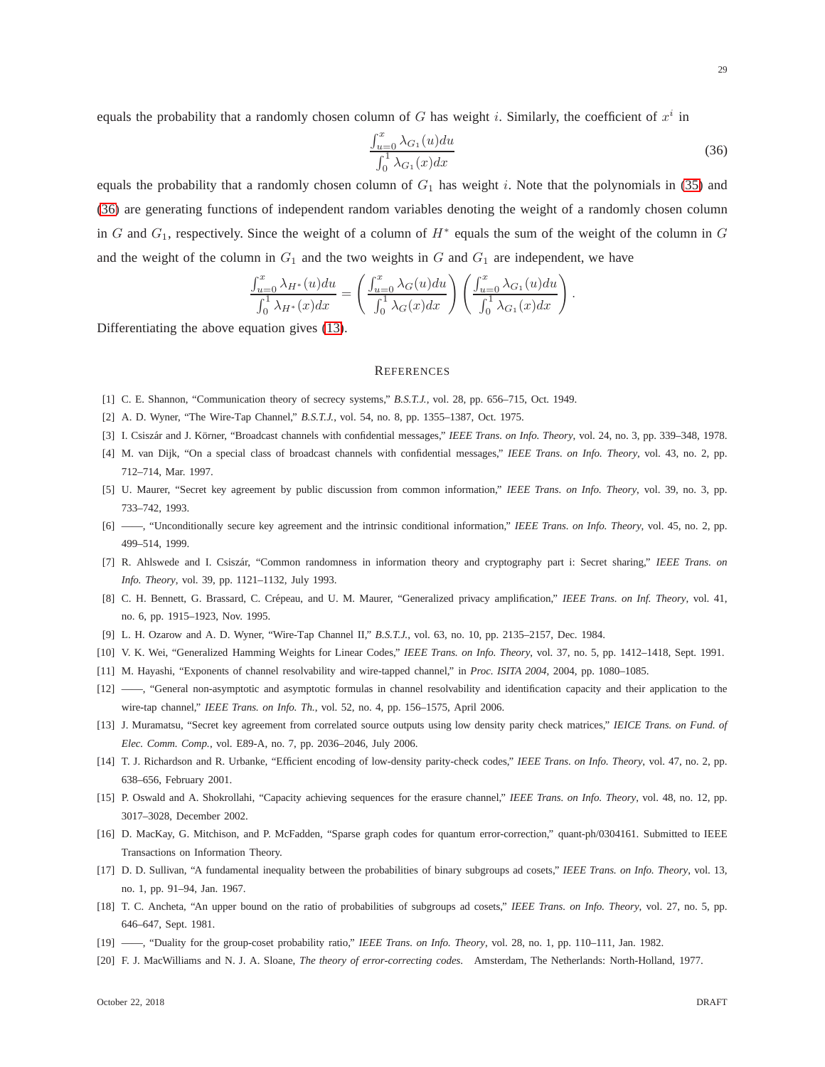equals the probability that a randomly chosen column of $G$ has weight $i$. Similarly, the coefficient of $x^i$ in

$$\frac{\int_{u=0}^{x} \lambda_{G_1}(u)du}{\int_0^1 \lambda_{G_1}(x)dx} \tag{36}$$

equals the probability that a randomly chosen column of $G_1$ has weight $i$. Note that the polynomials in (35) and (36) are generating functions of independent random variables denoting the weight of a randomly chosen column in $G$ and $G_1$, respectively. Since the weight of a column of $H^*$ equals the sum of the weight of the column in $G$ and the weight of the column in $G_1$ and the two weights in $G$ and $G_1$ are independent, we have

$$\frac{\int_{u=0}^{x} \lambda_{H^*}(u)du}{\int_0^1 \lambda_{H^*}(x)dx} = \left(\frac{\int_{u=0}^{x} \lambda_{G}(u)du}{\int_0^1 \lambda_{G}(x)dx}\right)\left(\frac{\int_{u=0}^{x} \lambda_{G_1}(u)du}{\int_0^1 \lambda_{G_1}(x)dx}\right).$$

Differentiating the above equation gives (13).

## References

[1] C. E. Shannon, "Communication theory of secrecy systems," *B.S.T.J.*, vol. 28, pp. 656–715, Oct. 1949.

[2] A. D. Wyner, "The Wire-Tap Channel," *B.S.T.J.*, vol. 54, no. 8, pp. 1355–1387, Oct. 1975.

[3] I. Csiszár and J. Körner, "Broadcast channels with confidential messages," *IEEE Trans. on Info. Theory*, vol. 24, no. 3, pp. 339–348, 1978.

[4] M. van Dijk, "On a special class of broadcast channels with confidential messages," *IEEE Trans. on Info. Theory*, vol. 43, no. 2, pp. 712–714, Mar. 1997.

[5] U. Maurer, "Secret key agreement by public discussion from common information," *IEEE Trans. on Info. Theory*, vol. 39, no. 3, pp. 733–742, 1993.

[6] ——, "Unconditionally secure key agreement and the intrinsic conditional information," *IEEE Trans. on Info. Theory*, vol. 45, no. 2, pp. 499–514, 1999.

[7] R. Ahlswede and I. Csiszár, "Common randomness in information theory and cryptography part i: Secret sharing," *IEEE Trans. on Info. Theory*, vol. 39, pp. 1121–1132, July 1993.

[8] C. H. Bennett, G. Brassard, C. Crépeau, and U. M. Maurer, "Generalized privacy amplification," *IEEE Trans. on Inf. Theory*, vol. 41, no. 6, pp. 1915–1923, Nov. 1995.

[9] L. H. Ozarow and A. D. Wyner, "Wire-Tap Channel II," *B.S.T.J.*, vol. 63, no. 10, pp. 2135–2157, Dec. 1984.

[10] V. K. Wei, "Generalized Hamming Weights for Linear Codes," *IEEE Trans. on Info. Theory*, vol. 37, no. 5, pp. 1412–1418, Sept. 1991.

[11] M. Hayashi, "Exponents of channel resolvability and wire-tapped channel," in *Proc. ISITA 2004*, 2004, pp. 1080–1085.

[12] ——, "General non-asymptotic and asymptotic formulas in channel resolvability and identification capacity and their application to the wire-tap channel," *IEEE Trans. on Info. Th.*, vol. 52, no. 4, pp. 156–1575, April 2006.

[13] J. Muramatsu, "Secret key agreement from correlated source outputs using low density parity check matrices," *IEICE Trans. on Fund. of Elec. Comm. Comp.*, vol. E89-A, no. 7, pp. 2036–2046, July 2006.

[14] T. J. Richardson and R. Urbanke, "Efficient encoding of low-density parity-check codes," *IEEE Trans. on Info. Theory*, vol. 47, no. 2, pp. 638–656, February 2001.

[15] P. Oswald and A. Shokrollahi, "Capacity achieving sequences for the erasure channel," *IEEE Trans. on Info. Theory*, vol. 48, no. 12, pp. 3017–3028, December 2002.

[16] D. MacKay, G. Mitchison, and P. McFadden, "Sparse graph codes for quantum error-correction," quant-ph/0304161. Submitted to IEEE Transactions on Information Theory.

[17] D. D. Sullivan, "A fundamental inequality between the probabilities of binary subgroups ad cosets," *IEEE Trans. on Info. Theory*, vol. 13, no. 1, pp. 91–94, Jan. 1967.

[18] T. C. Ancheta, "An upper bound on the ratio of probabilities of subgroups ad cosets," *IEEE Trans. on Info. Theory*, vol. 27, no. 5, pp. 646–647, Sept. 1981.

[19] ——, "Duality for the group-coset probability ratio," *IEEE Trans. on Info. Theory*, vol. 28, no. 1, pp. 110–111, Jan. 1982.

[20] F. J. MacWilliams and N. J. A. Sloane, *The theory of error-correcting codes.* Amsterdam, The Netherlands: North-Holland, 1977.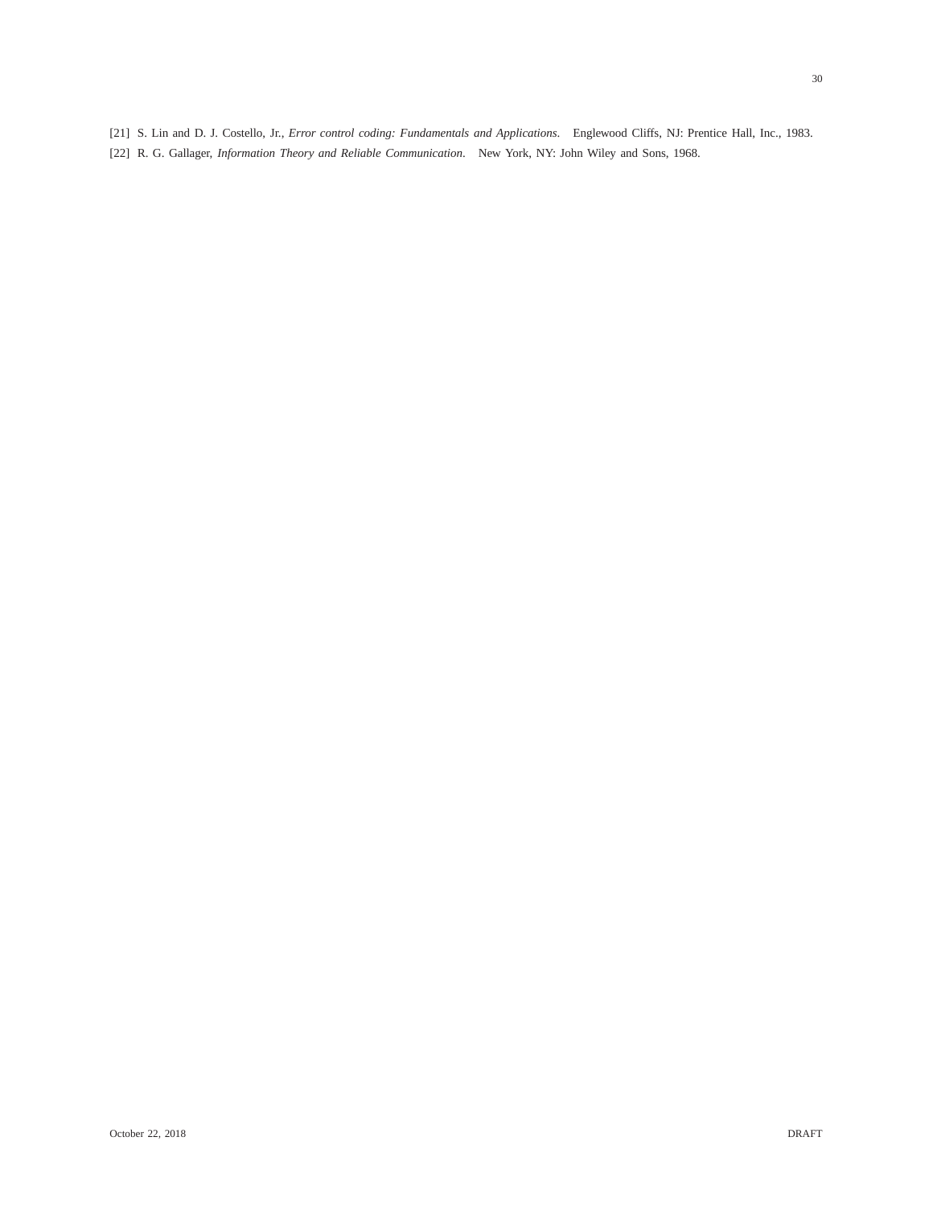[21] S. Lin and D. J. Costello, Jr., *Error control coding: Fundamentals and Applications.* Englewood Cliffs, NJ: Prentice Hall, Inc., 1983.

[22] R. G. Gallager, *Information Theory and Reliable Communication*. New York, NY: John Wiley and Sons, 1968.